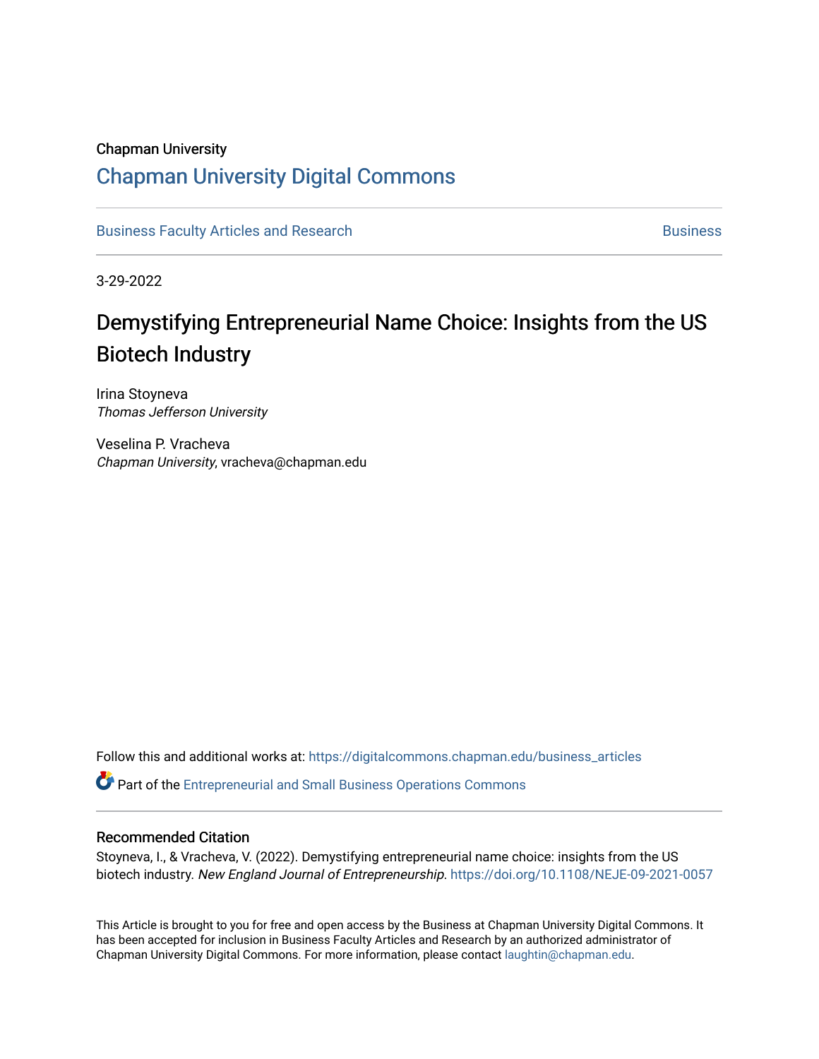Chapman University

## Chapman University Digital Commons

Business Faculty Articles and Research | Business

3-29-2022

# Demystifying Entrepreneurial Name Choice: Insights from the US Biotech Industry

Irina Stoyneva
*Thomas Jefferson University*

Veselina P. Vracheva
*Chapman University*, vracheva@chapman.edu

Follow this and additional works at: https://digitalcommons.chapman.edu/business_articles

Part of the Entrepreneurial and Small Business Operations Commons

### Recommended Citation

Stoyneva, I., & Vracheva, V. (2022). Demystifying entrepreneurial name choice: insights from the US biotech industry. *New England Journal of Entrepreneurship*. https://doi.org/10.1108/NEJE-09-2021-0057

This Article is brought to you for free and open access by the Business at Chapman University Digital Commons. It has been accepted for inclusion in Business Faculty Articles and Research by an authorized administrator of Chapman University Digital Commons. For more information, please contact laughtin@chapman.edu.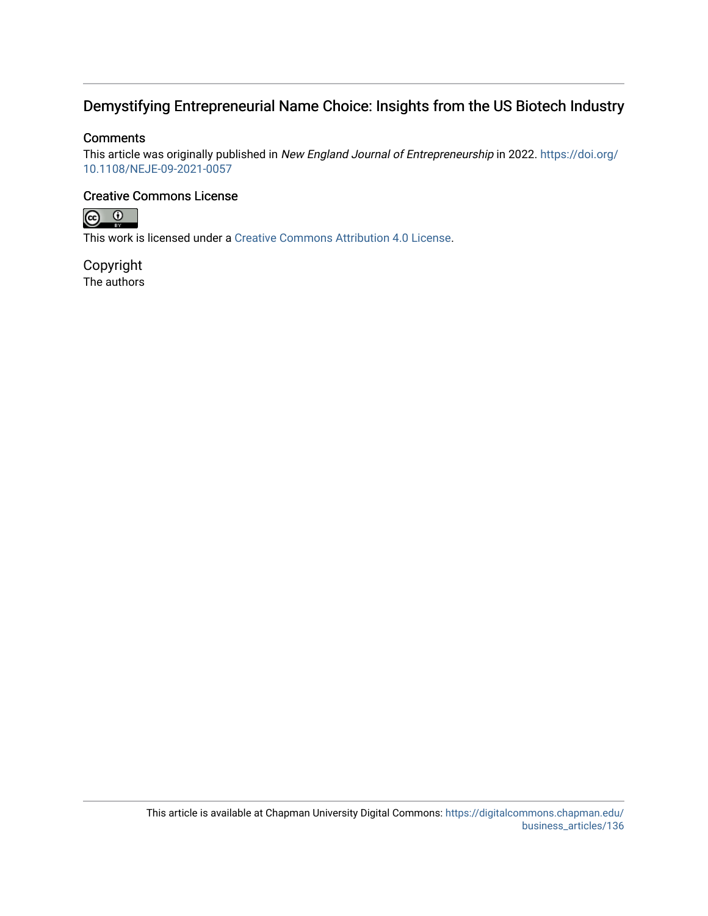# Demystifying Entrepreneurial Name Choice: Insights from the US Biotech Industry

## Comments

This article was originally published in *New England Journal of Entrepreneurship* in 2022. https://doi.org/10.1108/NEJE-09-2021-0057

## Creative Commons License

This work is licensed under a Creative Commons Attribution 4.0 License.

## Copyright

The authors

This article is available at Chapman University Digital Commons: https://digitalcommons.chapman.edu/business_articles/136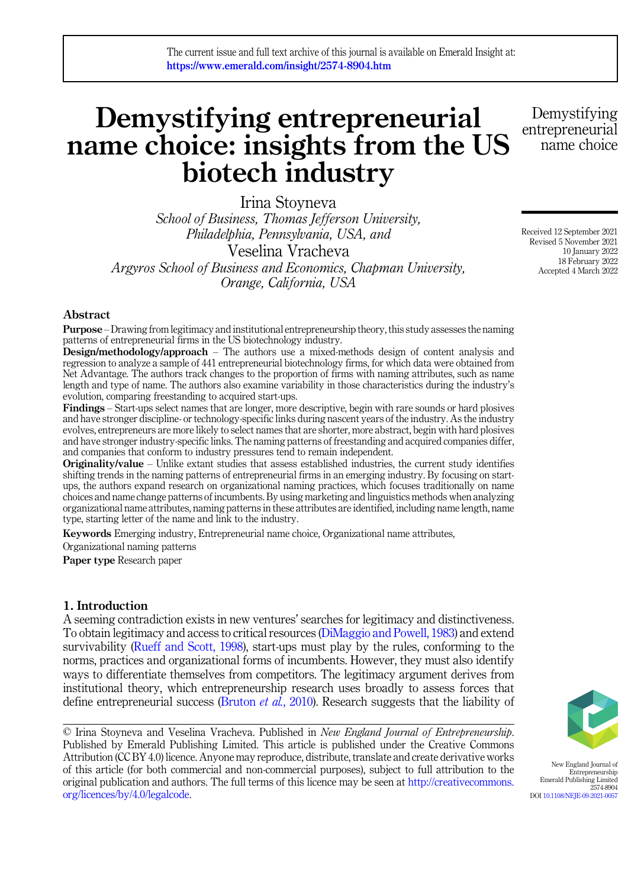# Demystifying entrepreneurial name choice: insights from the US biotech industry

Irina Stoyneva

*School of Business, Thomas Jefferson University, Philadelphia, Pennsylvania, USA, and*

Veselina Vracheva

*Argyros School of Business and Economics, Chapman University, Orange, California, USA*

Received 12 September 2021
Revised 5 November 2021
10 January 2022
18 February 2022
Accepted 4 March 2022

## Abstract

**Purpose** – Drawing from legitimacy and institutional entrepreneurship theory, this study assesses the naming patterns of entrepreneurial firms in the US biotechnology industry.

**Design/methodology/approach** – The authors use a mixed-methods design of content analysis and regression to analyze a sample of 441 entrepreneurial biotechnology firms, for which data were obtained from Net Advantage. The authors track changes to the proportion of firms with naming attributes, such as name length and type of name. The authors also examine variability in those characteristics during the industry's evolution, comparing freestanding to acquired start-ups.

**Findings** – Start-ups select names that are longer, more descriptive, begin with rare sounds or hard plosives and have stronger discipline- or technology-specific links during nascent years of the industry. As the industry evolves, entrepreneurs are more likely to select names that are shorter, more abstract, begin with hard plosives and have stronger industry-specific links. The naming patterns of freestanding and acquired companies differ, and companies that conform to industry pressures tend to remain independent.

**Originality/value** – Unlike extant studies that assess established industries, the current study identifies shifting trends in the naming patterns of entrepreneurial firms in an emerging industry. By focusing on start-ups, the authors expand research on organizational naming practices, which focuses traditionally on name choices and name change patterns of incumbents. By using marketing and linguistics methods when analyzing organizational name attributes, naming patterns in these attributes are identified, including name length, name type, starting letter of the name and link to the industry.

**Keywords** Emerging industry, Entrepreneurial name choice, Organizational name attributes, Organizational naming patterns

**Paper type** Research paper

## 1. Introduction

A seeming contradiction exists in new ventures' searches for legitimacy and distinctiveness. To obtain legitimacy and access to critical resources (DiMaggio and Powell, 1983) and extend survivability (Rueff and Scott, 1998), start-ups must play by the rules, conforming to the norms, practices and organizational forms of incumbents. However, they must also identify ways to differentiate themselves from competitors. The legitimacy argument derives from institutional theory, which entrepreneurship research uses broadly to assess forces that define entrepreneurial success (Bruton *et al.*, 2010). Research suggests that the liability of

© Irina Stoyneva and Veselina Vracheva. Published in *New England Journal of Entrepreneurship*. Published by Emerald Publishing Limited. This article is published under the Creative Commons Attribution (CC BY 4.0) licence. Anyone may reproduce, distribute, translate and create derivative works of this article (for both commercial and non-commercial purposes), subject to full attribution to the original publication and authors. The full terms of this licence may be seen at http://creativecommons.org/licences/by/4.0/legalcode.

New England Journal of Entrepreneurship
Emerald Publishing Limited
2574-8904
DOI 10.1108/NEJE-09-2021-0057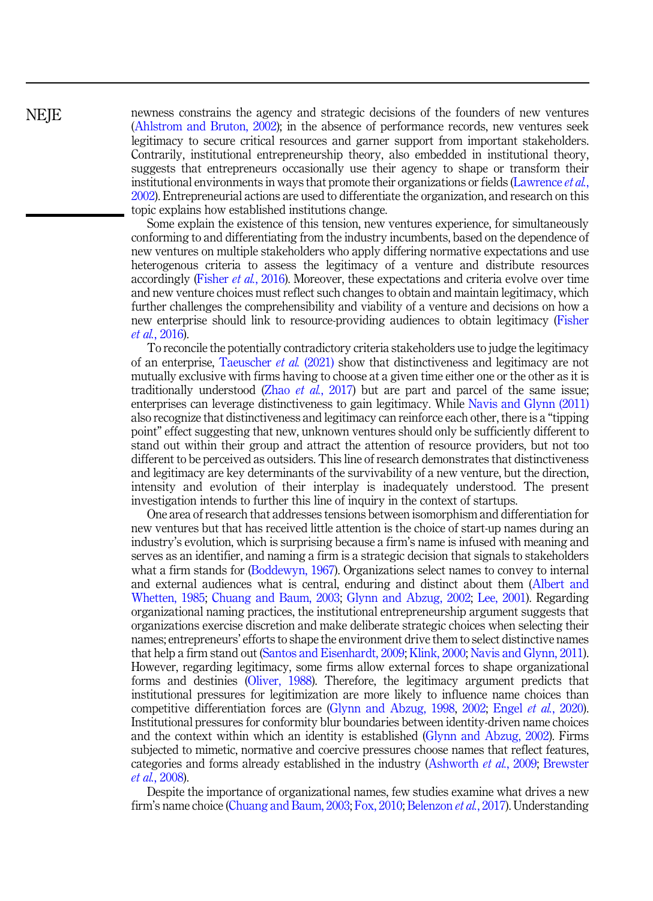newness constrains the agency and strategic decisions of the founders of new ventures (Ahlstrom and Bruton, 2002); in the absence of performance records, new ventures seek legitimacy to secure critical resources and garner support from important stakeholders. Contrarily, institutional entrepreneurship theory, also embedded in institutional theory, suggests that entrepreneurs occasionally use their agency to shape or transform their institutional environments in ways that promote their organizations or fields (Lawrence *et al.*, 2002). Entrepreneurial actions are used to differentiate the organization, and research on this topic explains how established institutions change.

Some explain the existence of this tension, new ventures experience, for simultaneously conforming to and differentiating from the industry incumbents, based on the dependence of new ventures on multiple stakeholders who apply differing normative expectations and use heterogenous criteria to assess the legitimacy of a venture and distribute resources accordingly (Fisher *et al.*, 2016). Moreover, these expectations and criteria evolve over time and new venture choices must reflect such changes to obtain and maintain legitimacy, which further challenges the comprehensibility and viability of a venture and decisions on how a new enterprise should link to resource-providing audiences to obtain legitimacy (Fisher *et al.*, 2016).

To reconcile the potentially contradictory criteria stakeholders use to judge the legitimacy of an enterprise, Taeuscher *et al.* (2021) show that distinctiveness and legitimacy are not mutually exclusive with firms having to choose at a given time either one or the other as it is traditionally understood (Zhao *et al.*, 2017) but are part and parcel of the same issue; enterprises can leverage distinctiveness to gain legitimacy. While Navis and Glynn (2011) also recognize that distinctiveness and legitimacy can reinforce each other, there is a "tipping point" effect suggesting that new, unknown ventures should only be sufficiently different to stand out within their group and attract the attention of resource providers, but not too different to be perceived as outsiders. This line of research demonstrates that distinctiveness and legitimacy are key determinants of the survivability of a new venture, but the direction, intensity and evolution of their interplay is inadequately understood. The present investigation intends to further this line of inquiry in the context of startups.

One area of research that addresses tensions between isomorphism and differentiation for new ventures but that has received little attention is the choice of start-up names during an industry's evolution, which is surprising because a firm's name is infused with meaning and serves as an identifier, and naming a firm is a strategic decision that signals to stakeholders what a firm stands for (Boddewyn, 1967). Organizations select names to convey to internal and external audiences what is central, enduring and distinct about them (Albert and Whetten, 1985; Chuang and Baum, 2003; Glynn and Abzug, 2002; Lee, 2001). Regarding organizational naming practices, the institutional entrepreneurship argument suggests that organizations exercise discretion and make deliberate strategic choices when selecting their names; entrepreneurs' efforts to shape the environment drive them to select distinctive names that help a firm stand out (Santos and Eisenhardt, 2009; Klink, 2000; Navis and Glynn, 2011). However, regarding legitimacy, some firms allow external forces to shape organizational forms and destinies (Oliver, 1988). Therefore, the legitimacy argument predicts that institutional pressures for legitimization are more likely to influence name choices than competitive differentiation forces are (Glynn and Abzug, 1998, 2002; Engel *et al.*, 2020). Institutional pressures for conformity blur boundaries between identity-driven name choices and the context within which an identity is established (Glynn and Abzug, 2002). Firms subjected to mimetic, normative and coercive pressures choose names that reflect features, categories and forms already established in the industry (Ashworth *et al.*, 2009; Brewster *et al.*, 2008).

Despite the importance of organizational names, few studies examine what drives a new firm's name choice (Chuang and Baum, 2003; Fox, 2010; Belenzon *et al.*, 2017). Understanding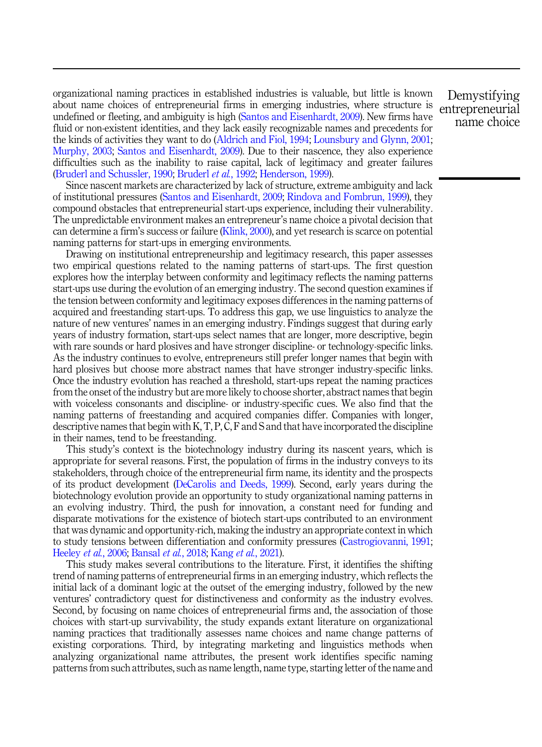organizational naming practices in established industries is valuable, but little is known about name choices of entrepreneurial firms in emerging industries, where structure is undefined or fleeting, and ambiguity is high (Santos and Eisenhardt, 2009). New firms have fluid or non-existent identities, and they lack easily recognizable names and precedents for the kinds of activities they want to do (Aldrich and Fiol, 1994; Lounsbury and Glynn, 2001; Murphy, 2003; Santos and Eisenhardt, 2009). Due to their nascence, they also experience difficulties such as the inability to raise capital, lack of legitimacy and greater failures (Bruderl and Schussler, 1990; Bruderl *et al.*, 1992; Henderson, 1999).

Since nascent markets are characterized by lack of structure, extreme ambiguity and lack of institutional pressures (Santos and Eisenhardt, 2009; Rindova and Fombrun, 1999), they compound obstacles that entrepreneurial start-ups experience, including their vulnerability. The unpredictable environment makes an entrepreneur's name choice a pivotal decision that can determine a firm's success or failure (Klink, 2000), and yet research is scarce on potential naming patterns for start-ups in emerging environments.

Drawing on institutional entrepreneurship and legitimacy research, this paper assesses two empirical questions related to the naming patterns of start-ups. The first question explores how the interplay between conformity and legitimacy reflects the naming patterns start-ups use during the evolution of an emerging industry. The second question examines if the tension between conformity and legitimacy exposes differences in the naming patterns of acquired and freestanding start-ups. To address this gap, we use linguistics to analyze the nature of new ventures' names in an emerging industry. Findings suggest that during early years of industry formation, start-ups select names that are longer, more descriptive, begin with rare sounds or hard plosives and have stronger discipline- or technology-specific links. As the industry continues to evolve, entrepreneurs still prefer longer names that begin with hard plosives but choose more abstract names that have stronger industry-specific links. Once the industry evolution has reached a threshold, start-ups repeat the naming practices from the onset of the industry but are more likely to choose shorter, abstract names that begin with voiceless consonants and discipline- or industry-specific cues. We also find that the naming patterns of freestanding and acquired companies differ. Companies with longer, descriptive names that begin with K, T, P, C, F and S and that have incorporated the discipline in their names, tend to be freestanding.

This study's context is the biotechnology industry during its nascent years, which is appropriate for several reasons. First, the population of firms in the industry conveys to its stakeholders, through choice of the entrepreneurial firm name, its identity and the prospects of its product development (DeCarolis and Deeds, 1999). Second, early years during the biotechnology evolution provide an opportunity to study organizational naming patterns in an evolving industry. Third, the push for innovation, a constant need for funding and disparate motivations for the existence of biotech start-ups contributed to an environment that was dynamic and opportunity-rich, making the industry an appropriate context in which to study tensions between differentiation and conformity pressures (Castrogiovanni, 1991; Heeley *et al.*, 2006; Bansal *et al.*, 2018; Kang *et al.*, 2021).

This study makes several contributions to the literature. First, it identifies the shifting trend of naming patterns of entrepreneurial firms in an emerging industry, which reflects the initial lack of a dominant logic at the outset of the emerging industry, followed by the new ventures' contradictory quest for distinctiveness and conformity as the industry evolves. Second, by focusing on name choices of entrepreneurial firms and, the association of those choices with start-up survivability, the study expands extant literature on organizational naming practices that traditionally assesses name choices and name change patterns of existing corporations. Third, by integrating marketing and linguistics methods when analyzing organizational name attributes, the present work identifies specific naming patterns from such attributes, such as name length, name type, starting letter of the name and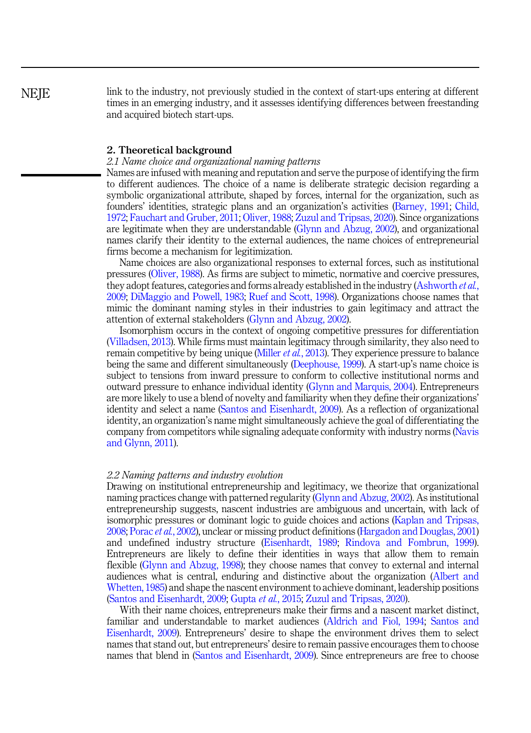link to the industry, not previously studied in the context of start-ups entering at different times in an emerging industry, and it assesses identifying differences between freestanding and acquired biotech start-ups.

## 2. Theoretical background

### *2.1 Name choice and organizational naming patterns*

Names are infused with meaning and reputation and serve the purpose of identifying the firm to different audiences. The choice of a name is deliberate strategic decision regarding a symbolic organizational attribute, shaped by forces, internal for the organization, such as founders' identities, strategic plans and an organization's activities (Barney, 1991; Child, 1972; Fauchart and Gruber, 2011; Oliver, 1988; Zuzul and Tripsas, 2020). Since organizations are legitimate when they are understandable (Glynn and Abzug, 2002), and organizational names clarify their identity to the external audiences, the name choices of entrepreneurial firms become a mechanism for legitimization.

Name choices are also organizational responses to external forces, such as institutional pressures (Oliver, 1988). As firms are subject to mimetic, normative and coercive pressures, they adopt features, categories and forms already established in the industry (Ashworth *et al.*, 2009; DiMaggio and Powell, 1983; Ruef and Scott, 1998). Organizations choose names that mimic the dominant naming styles in their industries to gain legitimacy and attract the attention of external stakeholders (Glynn and Abzug, 2002).

Isomorphism occurs in the context of ongoing competitive pressures for differentiation (Villadsen, 2013). While firms must maintain legitimacy through similarity, they also need to remain competitive by being unique (Miller *et al.*, 2013). They experience pressure to balance being the same and different simultaneously (Deephouse, 1999). A start-up's name choice is subject to tensions from inward pressure to conform to collective institutional norms and outward pressure to enhance individual identity (Glynn and Marquis, 2004). Entrepreneurs are more likely to use a blend of novelty and familiarity when they define their organizations' identity and select a name (Santos and Eisenhardt, 2009). As a reflection of organizational identity, an organization's name might simultaneously achieve the goal of differentiating the company from competitors while signaling adequate conformity with industry norms (Navis and Glynn, 2011).

### *2.2 Naming patterns and industry evolution*

Drawing on institutional entrepreneurship and legitimacy, we theorize that organizational naming practices change with patterned regularity (Glynn and Abzug, 2002). As institutional entrepreneurship suggests, nascent industries are ambiguous and uncertain, with lack of isomorphic pressures or dominant logic to guide choices and actions (Kaplan and Tripsas, 2008; Porac *et al.*, 2002), unclear or missing product definitions (Hargadon and Douglas, 2001) and undefined industry structure (Eisenhardt, 1989; Rindova and Fombrun, 1999). Entrepreneurs are likely to define their identities in ways that allow them to remain flexible (Glynn and Abzug, 1998); they choose names that convey to external and internal audiences what is central, enduring and distinctive about the organization (Albert and Whetten, 1985) and shape the nascent environment to achieve dominant, leadership positions (Santos and Eisenhardt, 2009; Gupta *et al.*, 2015; Zuzul and Tripsas, 2020).

With their name choices, entrepreneurs make their firms and a nascent market distinct, familiar and understandable to market audiences (Aldrich and Fiol, 1994; Santos and Eisenhardt, 2009). Entrepreneurs' desire to shape the environment drives them to select names that stand out, but entrepreneurs' desire to remain passive encourages them to choose names that blend in (Santos and Eisenhardt, 2009). Since entrepreneurs are free to choose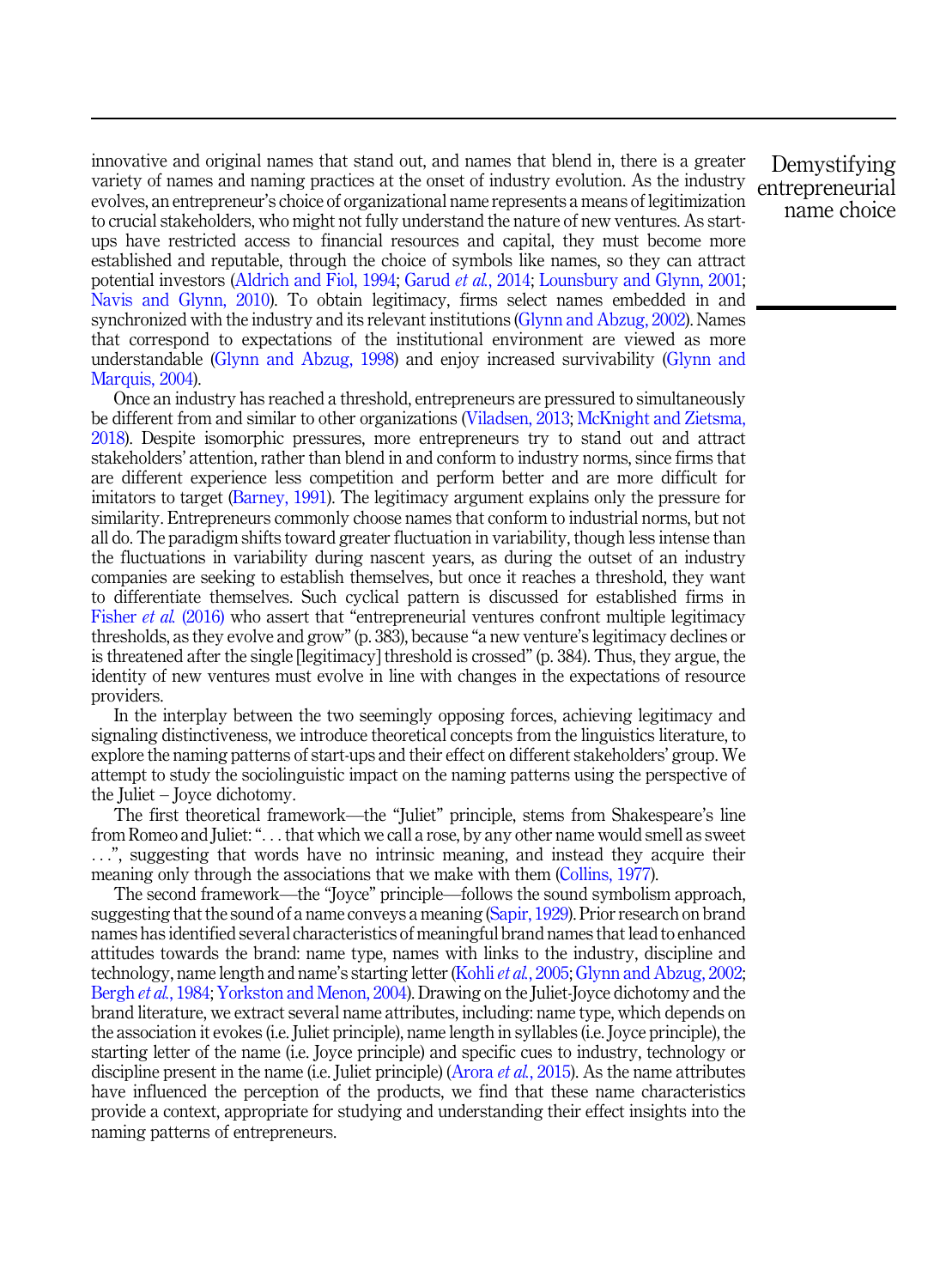innovative and original names that stand out, and names that blend in, there is a greater variety of names and naming practices at the onset of industry evolution. As the industry evolves, an entrepreneur's choice of organizational name represents a means of legitimization to crucial stakeholders, who might not fully understand the nature of new ventures. As start-ups have restricted access to financial resources and capital, they must become more established and reputable, through the choice of symbols like names, so they can attract potential investors (Aldrich and Fiol, 1994; Garud *et al.*, 2014; Lounsbury and Glynn, 2001; Navis and Glynn, 2010). To obtain legitimacy, firms select names embedded in and synchronized with the industry and its relevant institutions (Glynn and Abzug, 2002). Names that correspond to expectations of the institutional environment are viewed as more understandable (Glynn and Abzug, 1998) and enjoy increased survivability (Glynn and Marquis, 2004).

Once an industry has reached a threshold, entrepreneurs are pressured to simultaneously be different from and similar to other organizations (Viladsen, 2013; McKnight and Zietsma, 2018). Despite isomorphic pressures, more entrepreneurs try to stand out and attract stakeholders' attention, rather than blend in and conform to industry norms, since firms that are different experience less competition and perform better and are more difficult for imitators to target (Barney, 1991). The legitimacy argument explains only the pressure for similarity. Entrepreneurs commonly choose names that conform to industrial norms, but not all do. The paradigm shifts toward greater fluctuation in variability, though less intense than the fluctuations in variability during nascent years, as during the outset of an industry companies are seeking to establish themselves, but once it reaches a threshold, they want to differentiate themselves. Such cyclical pattern is discussed for established firms in Fisher *et al.* (2016) who assert that "entrepreneurial ventures confront multiple legitimacy thresholds, as they evolve and grow" (p. 383), because "a new venture's legitimacy declines or is threatened after the single [legitimacy] threshold is crossed" (p. 384). Thus, they argue, the identity of new ventures must evolve in line with changes in the expectations of resource providers.

In the interplay between the two seemingly opposing forces, achieving legitimacy and signaling distinctiveness, we introduce theoretical concepts from the linguistics literature, to explore the naming patterns of start-ups and their effect on different stakeholders' group. We attempt to study the sociolinguistic impact on the naming patterns using the perspective of the Juliet – Joyce dichotomy.

The first theoretical framework—the "Juliet" principle, stems from Shakespeare's line from Romeo and Juliet: ". . . that which we call a rose, by any other name would smell as sweet . . .", suggesting that words have no intrinsic meaning, and instead they acquire their meaning only through the associations that we make with them (Collins, 1977).

The second framework—the "Joyce" principle—follows the sound symbolism approach, suggesting that the sound of a name conveys a meaning (Sapir, 1929). Prior research on brand names has identified several characteristics of meaningful brand names that lead to enhanced attitudes towards the brand: name type, names with links to the industry, discipline and technology, name length and name's starting letter (Kohli *et al.*, 2005; Glynn and Abzug, 2002; Bergh *et al.*, 1984; Yorkston and Menon, 2004). Drawing on the Juliet-Joyce dichotomy and the brand literature, we extract several name attributes, including: name type, which depends on the association it evokes (i.e. Juliet principle), name length in syllables (i.e. Joyce principle), the starting letter of the name (i.e. Joyce principle) and specific cues to industry, technology or discipline present in the name (i.e. Juliet principle) (Arora *et al.*, 2015). As the name attributes have influenced the perception of the products, we find that these name characteristics provide a context, appropriate for studying and understanding their effect insights into the naming patterns of entrepreneurs.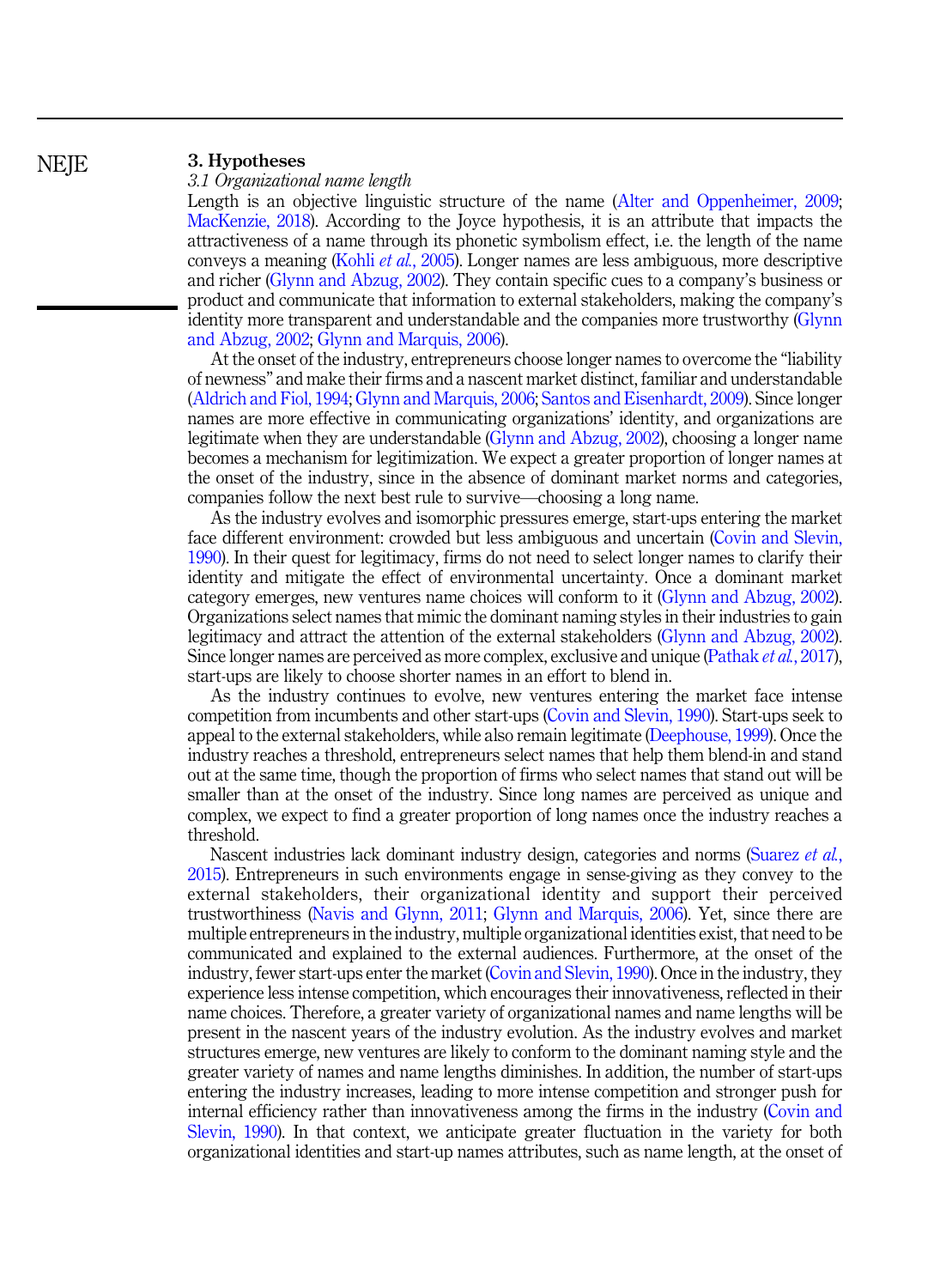## 3. Hypotheses

### *3.1 Organizational name length*

Length is an objective linguistic structure of the name (Alter and Oppenheimer, 2009; MacKenzie, 2018). According to the Joyce hypothesis, it is an attribute that impacts the attractiveness of a name through its phonetic symbolism effect, i.e. the length of the name conveys a meaning (Kohli *et al.*, 2005). Longer names are less ambiguous, more descriptive and richer (Glynn and Abzug, 2002). They contain specific cues to a company's business or product and communicate that information to external stakeholders, making the company's identity more transparent and understandable and the companies more trustworthy (Glynn and Abzug, 2002; Glynn and Marquis, 2006).

At the onset of the industry, entrepreneurs choose longer names to overcome the "liability of newness" and make their firms and a nascent market distinct, familiar and understandable (Aldrich and Fiol, 1994; Glynn and Marquis, 2006; Santos and Eisenhardt, 2009). Since longer names are more effective in communicating organizations' identity, and organizations are legitimate when they are understandable (Glynn and Abzug, 2002), choosing a longer name becomes a mechanism for legitimization. We expect a greater proportion of longer names at the onset of the industry, since in the absence of dominant market norms and categories, companies follow the next best rule to survive—choosing a long name.

As the industry evolves and isomorphic pressures emerge, start-ups entering the market face different environment: crowded but less ambiguous and uncertain (Covin and Slevin, 1990). In their quest for legitimacy, firms do not need to select longer names to clarify their identity and mitigate the effect of environmental uncertainty. Once a dominant market category emerges, new ventures name choices will conform to it (Glynn and Abzug, 2002). Organizations select names that mimic the dominant naming styles in their industries to gain legitimacy and attract the attention of the external stakeholders (Glynn and Abzug, 2002). Since longer names are perceived as more complex, exclusive and unique (Pathak *et al.*, 2017), start-ups are likely to choose shorter names in an effort to blend in.

As the industry continues to evolve, new ventures entering the market face intense competition from incumbents and other start-ups (Covin and Slevin, 1990). Start-ups seek to appeal to the external stakeholders, while also remain legitimate (Deephouse, 1999). Once the industry reaches a threshold, entrepreneurs select names that help them blend-in and stand out at the same time, though the proportion of firms who select names that stand out will be smaller than at the onset of the industry. Since long names are perceived as unique and complex, we expect to find a greater proportion of long names once the industry reaches a threshold.

Nascent industries lack dominant industry design, categories and norms (Suarez *et al.*, 2015). Entrepreneurs in such environments engage in sense-giving as they convey to the external stakeholders, their organizational identity and support their perceived trustworthiness (Navis and Glynn, 2011; Glynn and Marquis, 2006). Yet, since there are multiple entrepreneurs in the industry, multiple organizational identities exist, that need to be communicated and explained to the external audiences. Furthermore, at the onset of the industry, fewer start-ups enter the market (Covin and Slevin, 1990). Once in the industry, they experience less intense competition, which encourages their innovativeness, reflected in their name choices. Therefore, a greater variety of organizational names and name lengths will be present in the nascent years of the industry evolution. As the industry evolves and market structures emerge, new ventures are likely to conform to the dominant naming style and the greater variety of names and name lengths diminishes. In addition, the number of start-ups entering the industry increases, leading to more intense competition and stronger push for internal efficiency rather than innovativeness among the firms in the industry (Covin and Slevin, 1990). In that context, we anticipate greater fluctuation in the variety for both organizational identities and start-up names attributes, such as name length, at the onset of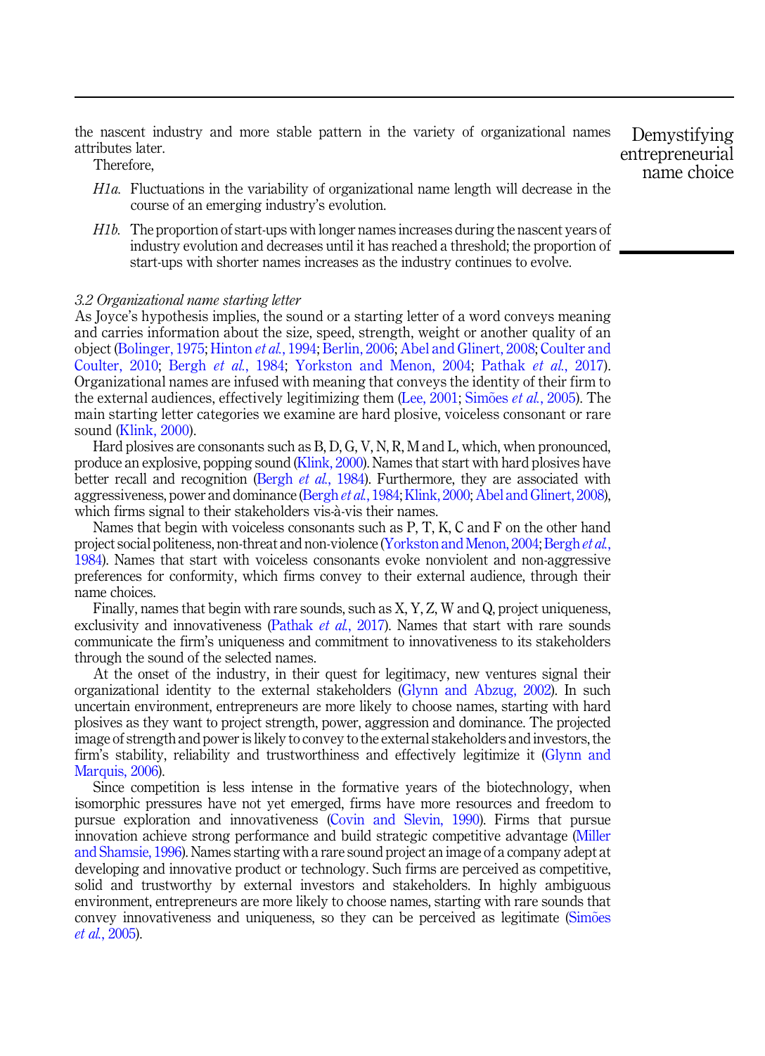the nascent industry and more stable pattern in the variety of organizational names attributes later.

Therefore,

*H1a.* Fluctuations in the variability of organizational name length will decrease in the course of an emerging industry's evolution.

*H1b.* The proportion of start-ups with longer names increases during the nascent years of industry evolution and decreases until it has reached a threshold; the proportion of start-ups with shorter names increases as the industry continues to evolve.

### 3.2 Organizational name starting letter

As Joyce's hypothesis implies, the sound or a starting letter of a word conveys meaning and carries information about the size, speed, strength, weight or another quality of an object (Bolinger, 1975; Hinton *et al.*, 1994; Berlin, 2006; Abel and Glinert, 2008; Coulter and Coulter, 2010; Bergh *et al.*, 1984; Yorkston and Menon, 2004; Pathak *et al.*, 2017). Organizational names are infused with meaning that conveys the identity of their firm to the external audiences, effectively legitimizing them (Lee, 2001; Simões *et al.*, 2005). The main starting letter categories we examine are hard plosive, voiceless consonant or rare sound (Klink, 2000).

Hard plosives are consonants such as B, D, G, V, N, R, M and L, which, when pronounced, produce an explosive, popping sound (Klink, 2000). Names that start with hard plosives have better recall and recognition (Bergh *et al.*, 1984). Furthermore, they are associated with aggressiveness, power and dominance (Bergh *et al.*, 1984; Klink, 2000; Abel and Glinert, 2008), which firms signal to their stakeholders vis-à-vis their names.

Names that begin with voiceless consonants such as P, T, K, C and F on the other hand project social politeness, non-threat and non-violence (Yorkston and Menon, 2004; Bergh *et al.*, 1984). Names that start with voiceless consonants evoke nonviolent and non-aggressive preferences for conformity, which firms convey to their external audience, through their name choices.

Finally, names that begin with rare sounds, such as X, Y, Z, W and Q, project uniqueness, exclusivity and innovativeness (Pathak *et al.*, 2017). Names that start with rare sounds communicate the firm's uniqueness and commitment to innovativeness to its stakeholders through the sound of the selected names.

At the onset of the industry, in their quest for legitimacy, new ventures signal their organizational identity to the external stakeholders (Glynn and Abzug, 2002). In such uncertain environment, entrepreneurs are more likely to choose names, starting with hard plosives as they want to project strength, power, aggression and dominance. The projected image of strength and power is likely to convey to the external stakeholders and investors, the firm's stability, reliability and trustworthiness and effectively legitimize it (Glynn and Marquis, 2006).

Since competition is less intense in the formative years of the biotechnology, when isomorphic pressures have not yet emerged, firms have more resources and freedom to pursue exploration and innovativeness (Covin and Slevin, 1990). Firms that pursue innovation achieve strong performance and build strategic competitive advantage (Miller and Shamsie, 1996). Names starting with a rare sound project an image of a company adept at developing and innovative product or technology. Such firms are perceived as competitive, solid and trustworthy by external investors and stakeholders. In highly ambiguous environment, entrepreneurs are more likely to choose names, starting with rare sounds that convey innovativeness and uniqueness, so they can be perceived as legitimate (Simões *et al.*, 2005).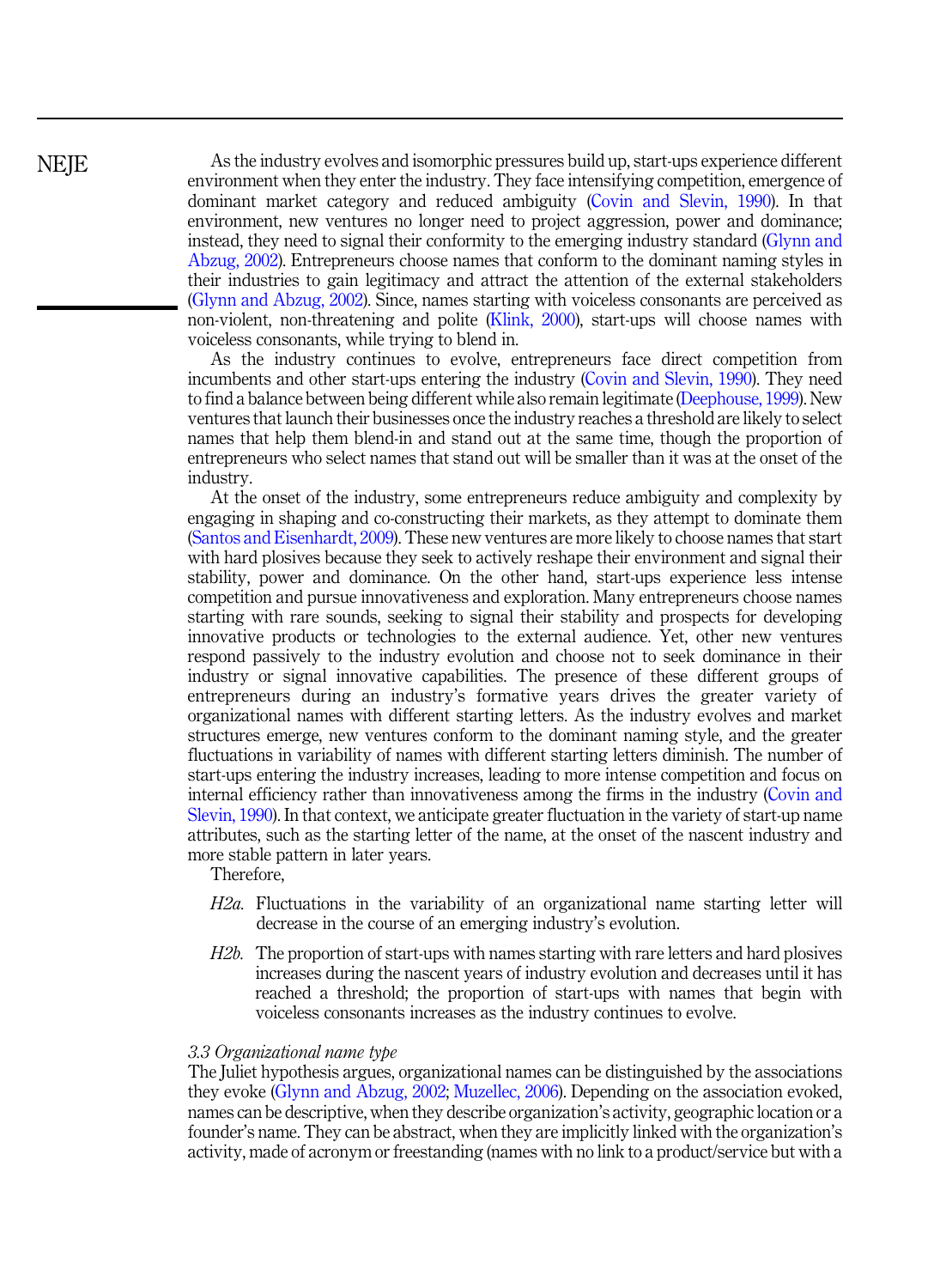As the industry evolves and isomorphic pressures build up, start-ups experience different environment when they enter the industry. They face intensifying competition, emergence of dominant market category and reduced ambiguity (Covin and Slevin, 1990). In that environment, new ventures no longer need to project aggression, power and dominance; instead, they need to signal their conformity to the emerging industry standard (Glynn and Abzug, 2002). Entrepreneurs choose names that conform to the dominant naming styles in their industries to gain legitimacy and attract the attention of the external stakeholders (Glynn and Abzug, 2002). Since, names starting with voiceless consonants are perceived as non-violent, non-threatening and polite (Klink, 2000), start-ups will choose names with voiceless consonants, while trying to blend in.

As the industry continues to evolve, entrepreneurs face direct competition from incumbents and other start-ups entering the industry (Covin and Slevin, 1990). They need to find a balance between being different while also remain legitimate (Deephouse, 1999). New ventures that launch their businesses once the industry reaches a threshold are likely to select names that help them blend-in and stand out at the same time, though the proportion of entrepreneurs who select names that stand out will be smaller than it was at the onset of the industry.

At the onset of the industry, some entrepreneurs reduce ambiguity and complexity by engaging in shaping and co-constructing their markets, as they attempt to dominate them (Santos and Eisenhardt, 2009). These new ventures are more likely to choose names that start with hard plosives because they seek to actively reshape their environment and signal their stability, power and dominance. On the other hand, start-ups experience less intense competition and pursue innovativeness and exploration. Many entrepreneurs choose names starting with rare sounds, seeking to signal their stability and prospects for developing innovative products or technologies to the external audience. Yet, other new ventures respond passively to the industry evolution and choose not to seek dominance in their industry or signal innovative capabilities. The presence of these different groups of entrepreneurs during an industry's formative years drives the greater variety of organizational names with different starting letters. As the industry evolves and market structures emerge, new ventures conform to the dominant naming style, and the greater fluctuations in variability of names with different starting letters diminish. The number of start-ups entering the industry increases, leading to more intense competition and focus on internal efficiency rather than innovativeness among the firms in the industry (Covin and Slevin, 1990). In that context, we anticipate greater fluctuation in the variety of start-up name attributes, such as the starting letter of the name, at the onset of the nascent industry and more stable pattern in later years.

Therefore,

*H2a.* Fluctuations in the variability of an organizational name starting letter will decrease in the course of an emerging industry's evolution.

*H2b.* The proportion of start-ups with names starting with rare letters and hard plosives increases during the nascent years of industry evolution and decreases until it has reached a threshold; the proportion of start-ups with names that begin with voiceless consonants increases as the industry continues to evolve.

### *3.3 Organizational name type*

The Juliet hypothesis argues, organizational names can be distinguished by the associations they evoke (Glynn and Abzug, 2002; Muzellec, 2006). Depending on the association evoked, names can be descriptive, when they describe organization's activity, geographic location or a founder's name. They can be abstract, when they are implicitly linked with the organization's activity, made of acronym or freestanding (names with no link to a product/service but with a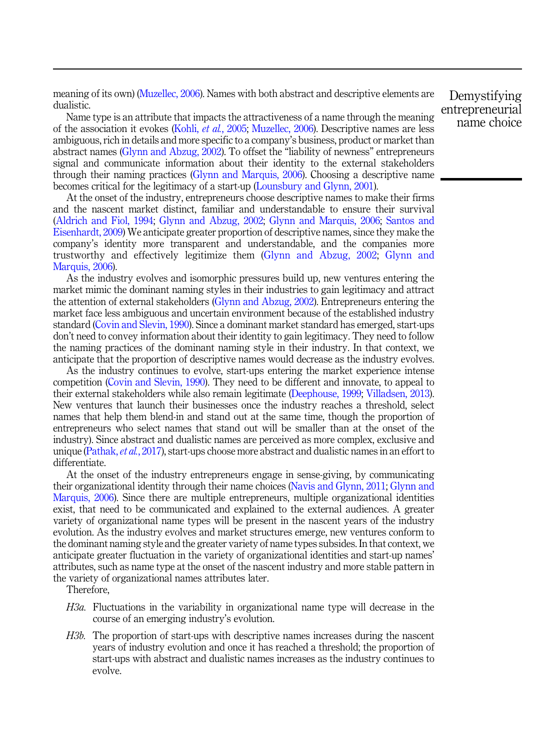meaning of its own) (Muzellec, 2006). Names with both abstract and descriptive elements are dualistic.

Name type is an attribute that impacts the attractiveness of a name through the meaning of the association it evokes (Kohli, *et al.*, 2005; Muzellec, 2006). Descriptive names are less ambiguous, rich in details and more specific to a company's business, product or market than abstract names (Glynn and Abzug, 2002). To offset the "liability of newness" entrepreneurs signal and communicate information about their identity to the external stakeholders through their naming practices (Glynn and Marquis, 2006). Choosing a descriptive name becomes critical for the legitimacy of a start-up (Lounsbury and Glynn, 2001).

At the onset of the industry, entrepreneurs choose descriptive names to make their firms and the nascent market distinct, familiar and understandable to ensure their survival (Aldrich and Fiol, 1994; Glynn and Abzug, 2002; Glynn and Marquis, 2006; Santos and Eisenhardt, 2009) We anticipate greater proportion of descriptive names, since they make the company's identity more transparent and understandable, and the companies more trustworthy and effectively legitimize them (Glynn and Abzug, 2002; Glynn and Marquis, 2006).

As the industry evolves and isomorphic pressures build up, new ventures entering the market mimic the dominant naming styles in their industries to gain legitimacy and attract the attention of external stakeholders (Glynn and Abzug, 2002). Entrepreneurs entering the market face less ambiguous and uncertain environment because of the established industry standard (Covin and Slevin, 1990). Since a dominant market standard has emerged, start-ups don't need to convey information about their identity to gain legitimacy. They need to follow the naming practices of the dominant naming style in their industry. In that context, we anticipate that the proportion of descriptive names would decrease as the industry evolves.

As the industry continues to evolve, start-ups entering the market experience intense competition (Covin and Slevin, 1990). They need to be different and innovate, to appeal to their external stakeholders while also remain legitimate (Deephouse, 1999; Villadsen, 2013). New ventures that launch their businesses once the industry reaches a threshold, select names that help them blend-in and stand out at the same time, though the proportion of entrepreneurs who select names that stand out will be smaller than at the onset of the industry). Since abstract and dualistic names are perceived as more complex, exclusive and unique (Pathak, *et al.*, 2017), start-ups choose more abstract and dualistic names in an effort to differentiate.

At the onset of the industry entrepreneurs engage in sense-giving, by communicating their organizational identity through their name choices (Navis and Glynn, 2011; Glynn and Marquis, 2006). Since there are multiple entrepreneurs, multiple organizational identities exist, that need to be communicated and explained to the external audiences. A greater variety of organizational name types will be present in the nascent years of the industry evolution. As the industry evolves and market structures emerge, new ventures conform to the dominant naming style and the greater variety of name types subsides. In that context, we anticipate greater fluctuation in the variety of organizational identities and start-up names' attributes, such as name type at the onset of the nascent industry and more stable pattern in the variety of organizational names attributes later.

Therefore,

*H3a.* Fluctuations in the variability in organizational name type will decrease in the course of an emerging industry's evolution.

*H3b.* The proportion of start-ups with descriptive names increases during the nascent years of industry evolution and once it has reached a threshold; the proportion of start-ups with abstract and dualistic names increases as the industry continues to evolve.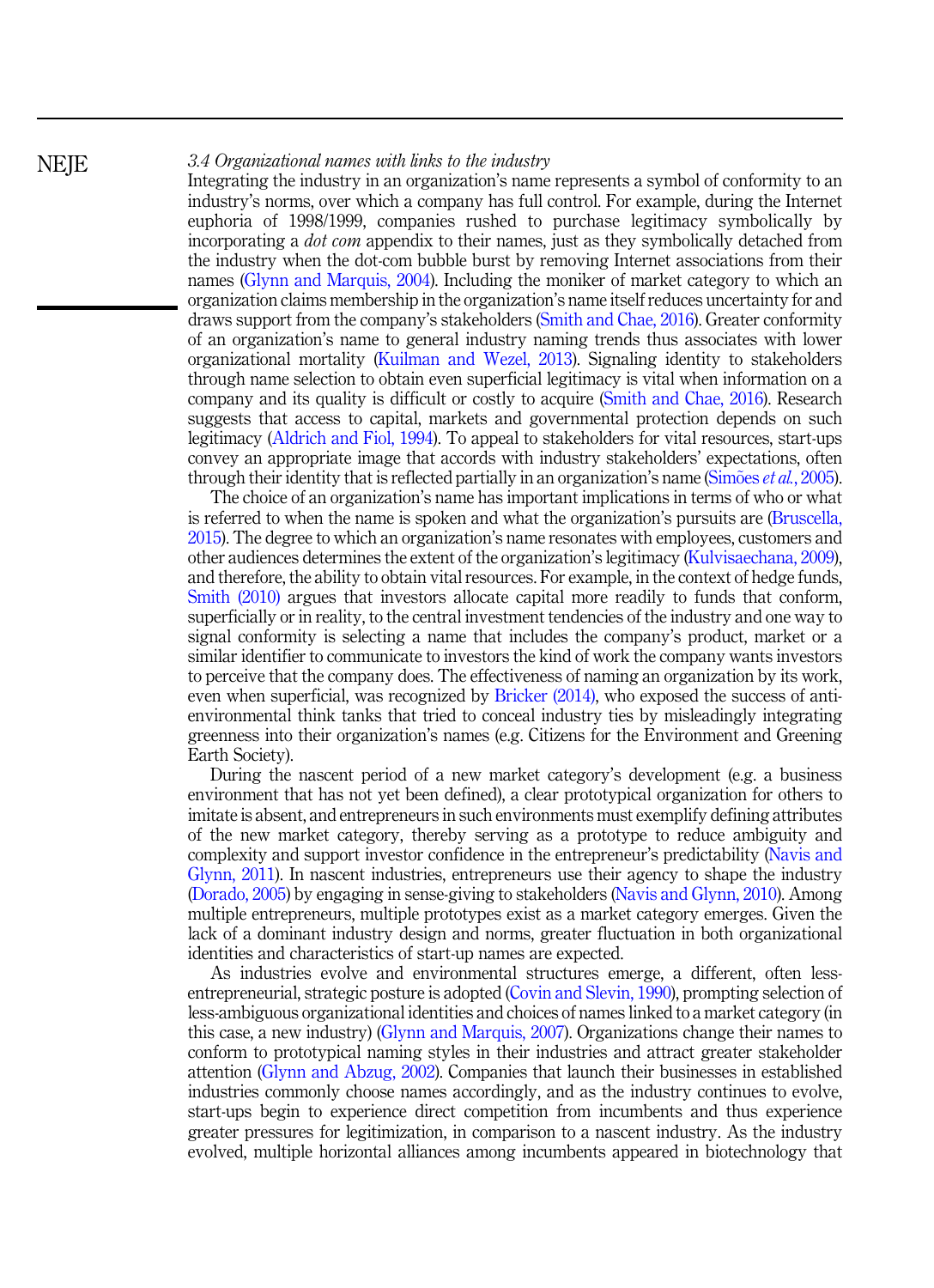### 3.4 Organizational names with links to the industry

Integrating the industry in an organization's name represents a symbol of conformity to an industry's norms, over which a company has full control. For example, during the Internet euphoria of 1998/1999, companies rushed to purchase legitimacy symbolically by incorporating a *dot com* appendix to their names, just as they symbolically detached from the industry when the dot-com bubble burst by removing Internet associations from their names (Glynn and Marquis, 2004). Including the moniker of market category to which an organization claims membership in the organization's name itself reduces uncertainty for and draws support from the company's stakeholders (Smith and Chae, 2016). Greater conformity of an organization's name to general industry naming trends thus associates with lower organizational mortality (Kuilman and Wezel, 2013). Signaling identity to stakeholders through name selection to obtain even superficial legitimacy is vital when information on a company and its quality is difficult or costly to acquire (Smith and Chae, 2016). Research suggests that access to capital, markets and governmental protection depends on such legitimacy (Aldrich and Fiol, 1994). To appeal to stakeholders for vital resources, start-ups convey an appropriate image that accords with industry stakeholders' expectations, often through their identity that is reflected partially in an organization's name (Simões *et al.*, 2005).

The choice of an organization's name has important implications in terms of who or what is referred to when the name is spoken and what the organization's pursuits are (Bruscella, 2015). The degree to which an organization's name resonates with employees, customers and other audiences determines the extent of the organization's legitimacy (Kulvisaechana, 2009), and therefore, the ability to obtain vital resources. For example, in the context of hedge funds, Smith (2010) argues that investors allocate capital more readily to funds that conform, superficially or in reality, to the central investment tendencies of the industry and one way to signal conformity is selecting a name that includes the company's product, market or a similar identifier to communicate to investors the kind of work the company wants investors to perceive that the company does. The effectiveness of naming an organization by its work, even when superficial, was recognized by Bricker (2014), who exposed the success of anti-environmental think tanks that tried to conceal industry ties by misleadingly integrating greenness into their organization's names (e.g. Citizens for the Environment and Greening Earth Society).

During the nascent period of a new market category's development (e.g. a business environment that has not yet been defined), a clear prototypical organization for others to imitate is absent, and entrepreneurs in such environments must exemplify defining attributes of the new market category, thereby serving as a prototype to reduce ambiguity and complexity and support investor confidence in the entrepreneur's predictability (Navis and Glynn, 2011). In nascent industries, entrepreneurs use their agency to shape the industry (Dorado, 2005) by engaging in sense-giving to stakeholders (Navis and Glynn, 2010). Among multiple entrepreneurs, multiple prototypes exist as a market category emerges. Given the lack of a dominant industry design and norms, greater fluctuation in both organizational identities and characteristics of start-up names are expected.

As industries evolve and environmental structures emerge, a different, often less-entrepreneurial, strategic posture is adopted (Covin and Slevin, 1990), prompting selection of less-ambiguous organizational identities and choices of names linked to a market category (in this case, a new industry) (Glynn and Marquis, 2007). Organizations change their names to conform to prototypical naming styles in their industries and attract greater stakeholder attention (Glynn and Abzug, 2002). Companies that launch their businesses in established industries commonly choose names accordingly, and as the industry continues to evolve, start-ups begin to experience direct competition from incumbents and thus experience greater pressures for legitimization, in comparison to a nascent industry. As the industry evolved, multiple horizontal alliances among incumbents appeared in biotechnology that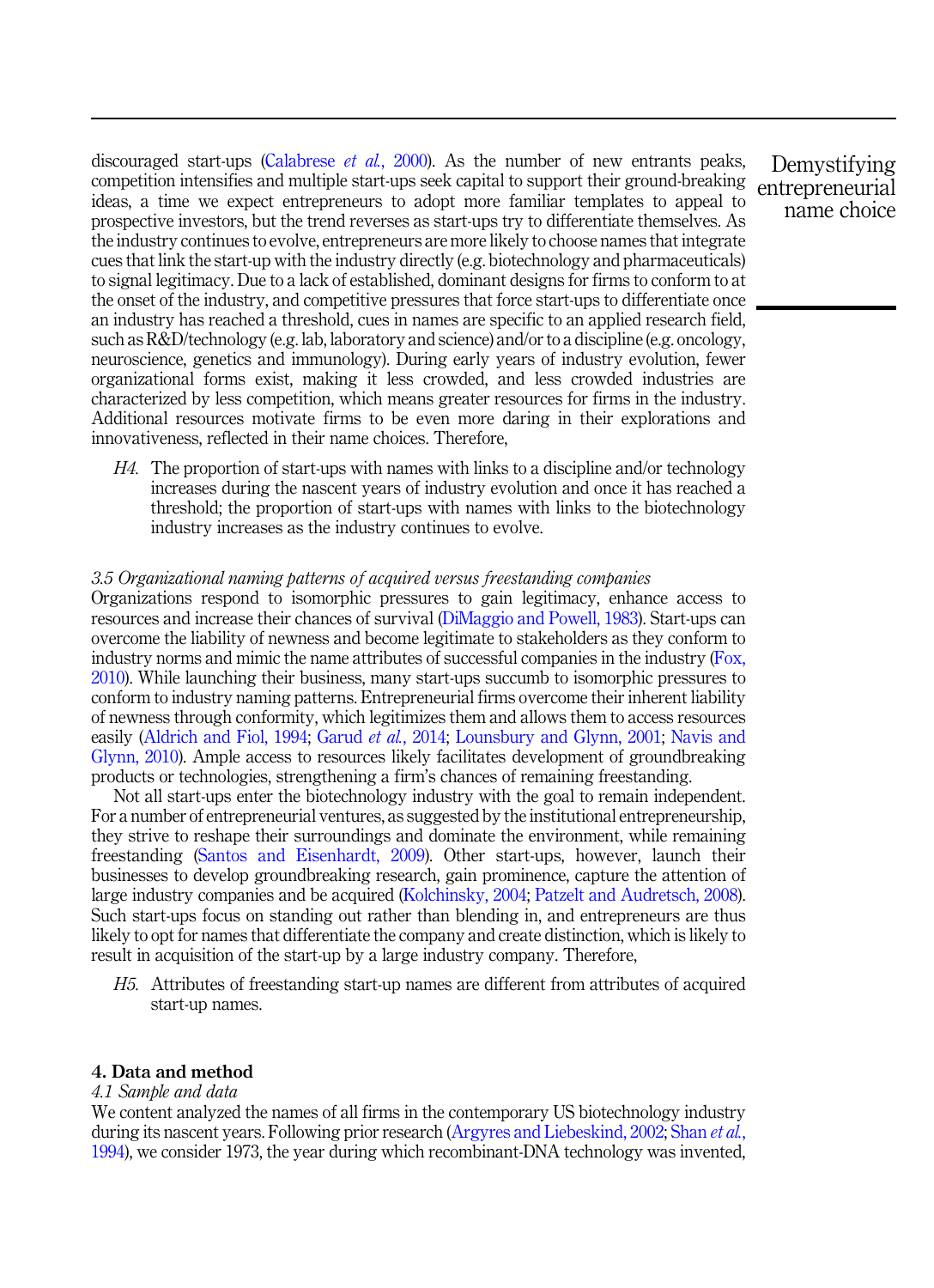discouraged start-ups (Calabrese *et al.*, 2000). As the number of new entrants peaks, competition intensifies and multiple start-ups seek capital to support their ground-breaking ideas, a time we expect entrepreneurs to adopt more familiar templates to appeal to prospective investors, but the trend reverses as start-ups try to differentiate themselves. As the industry continues to evolve, entrepreneurs are more likely to choose names that integrate cues that link the start-up with the industry directly (e.g. biotechnology and pharmaceuticals) to signal legitimacy. Due to a lack of established, dominant designs for firms to conform to at the onset of the industry, and competitive pressures that force start-ups to differentiate once an industry has reached a threshold, cues in names are specific to an applied research field, such as R&D/technology (e.g. lab, laboratory and science) and/or to a discipline (e.g. oncology, neuroscience, genetics and immunology). During early years of industry evolution, fewer organizational forms exist, making it less crowded, and less crowded industries are characterized by less competition, which means greater resources for firms in the industry. Additional resources motivate firms to be even more daring in their explorations and innovativeness, reflected in their name choices. Therefore,

> *H4.* The proportion of start-ups with names with links to a discipline and/or technology increases during the nascent years of industry evolution and once it has reached a threshold; the proportion of start-ups with names with links to the biotechnology industry increases as the industry continues to evolve.

### *3.5 Organizational naming patterns of acquired versus freestanding companies*

Organizations respond to isomorphic pressures to gain legitimacy, enhance access to resources and increase their chances of survival (DiMaggio and Powell, 1983). Start-ups can overcome the liability of newness and become legitimate to stakeholders as they conform to industry norms and mimic the name attributes of successful companies in the industry (Fox, 2010). While launching their business, many start-ups succumb to isomorphic pressures to conform to industry naming patterns. Entrepreneurial firms overcome their inherent liability of newness through conformity, which legitimizes them and allows them to access resources easily (Aldrich and Fiol, 1994; Garud *et al.*, 2014; Lounsbury and Glynn, 2001; Navis and Glynn, 2010). Ample access to resources likely facilitates development of groundbreaking products or technologies, strengthening a firm's chances of remaining freestanding.

Not all start-ups enter the biotechnology industry with the goal to remain independent. For a number of entrepreneurial ventures, as suggested by the institutional entrepreneurship, they strive to reshape their surroundings and dominate the environment, while remaining freestanding (Santos and Eisenhardt, 2009). Other start-ups, however, launch their businesses to develop groundbreaking research, gain prominence, capture the attention of large industry companies and be acquired (Kolchinsky, 2004; Patzelt and Audretsch, 2008). Such start-ups focus on standing out rather than blending in, and entrepreneurs are thus likely to opt for names that differentiate the company and create distinction, which is likely to result in acquisition of the start-up by a large industry company. Therefore,

> *H5.* Attributes of freestanding start-up names are different from attributes of acquired start-up names.

## 4. Data and method

### *4.1 Sample and data*

We content analyzed the names of all firms in the contemporary US biotechnology industry during its nascent years. Following prior research (Argyres and Liebeskind, 2002; Shan *et al.*, 1994), we consider 1973, the year during which recombinant-DNA technology was invented,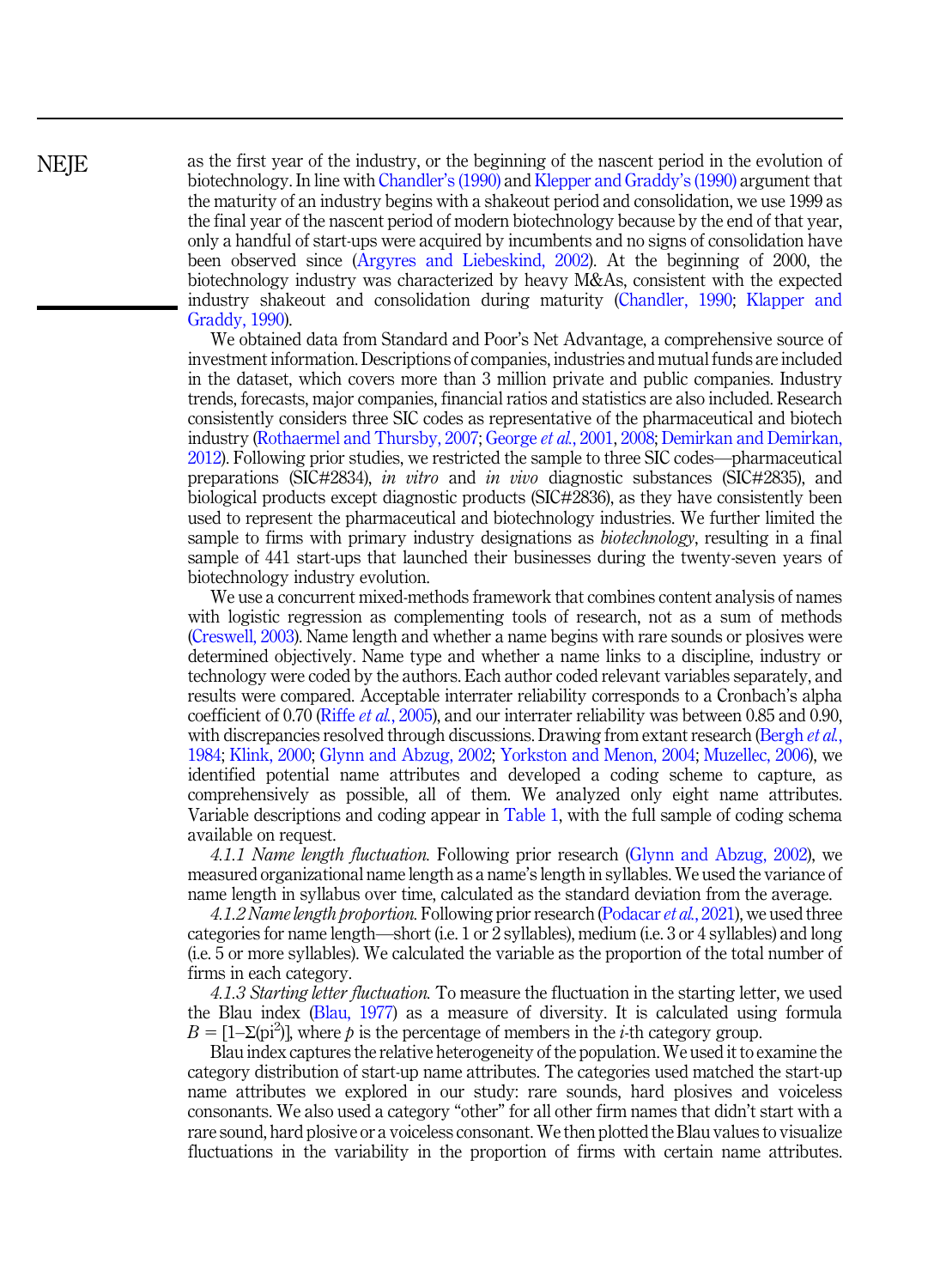as the first year of the industry, or the beginning of the nascent period in the evolution of biotechnology. In line with Chandler's (1990) and Klepper and Graddy's (1990) argument that the maturity of an industry begins with a shakeout period and consolidation, we use 1999 as the final year of the nascent period of modern biotechnology because by the end of that year, only a handful of start-ups were acquired by incumbents and no signs of consolidation have been observed since (Argyres and Liebeskind, 2002). At the beginning of 2000, the biotechnology industry was characterized by heavy M&As, consistent with the expected industry shakeout and consolidation during maturity (Chandler, 1990; Klepper and Graddy, 1990).

We obtained data from Standard and Poor's Net Advantage, a comprehensive source of investment information. Descriptions of companies, industries and mutual funds are included in the dataset, which covers more than 3 million private and public companies. Industry trends, forecasts, major companies, financial ratios and statistics are also included. Research consistently considers three SIC codes as representative of the pharmaceutical and biotech industry (Rothaermel and Thursby, 2007; George *et al.*, 2001, 2008; Demirkan and Demirkan, 2012). Following prior studies, we restricted the sample to three SIC codes—pharmaceutical preparations (SIC#2834), *in vitro* and *in vivo* diagnostic substances (SIC#2835), and biological products except diagnostic products (SIC#2836), as they have consistently been used to represent the pharmaceutical and biotechnology industries. We further limited the sample to firms with primary industry designations as *biotechnology*, resulting in a final sample of 441 start-ups that launched their businesses during the twenty-seven years of biotechnology industry evolution.

We use a concurrent mixed-methods framework that combines content analysis of names with logistic regression as complementing tools of research, not as a sum of methods (Creswell, 2003). Name length and whether a name begins with rare sounds or plosives were determined objectively. Name type and whether a name links to a discipline, industry or technology were coded by the authors. Each author coded relevant variables separately, and results were compared. Acceptable interrater reliability corresponds to a Cronbach's alpha coefficient of 0.70 (Riffe *et al.*, 2005), and our interrater reliability was between 0.85 and 0.90, with discrepancies resolved through discussions. Drawing from extant research (Bergh *et al.*, 1984; Klink, 2000; Glynn and Abzug, 2002; Yorkston and Menon, 2004; Muzellec, 2006), we identified potential name attributes and developed a coding scheme to capture, as comprehensively as possible, all of them. We analyzed only eight name attributes. Variable descriptions and coding appear in Table 1, with the full sample of coding schema available on request.

*4.1.1 Name length fluctuation.* Following prior research (Glynn and Abzug, 2002), we measured organizational name length as a name's length in syllables. We used the variance of name length in syllabus over time, calculated as the standard deviation from the average.

*4.1.2 Name length proportion.* Following prior research (Podacar *et al.*, 2021), we used three categories for name length—short (i.e. 1 or 2 syllables), medium (i.e. 3 or 4 syllables) and long (i.e. 5 or more syllables). We calculated the variable as the proportion of the total number of firms in each category.

*4.1.3 Starting letter fluctuation.* To measure the fluctuation in the starting letter, we used the Blau index (Blau, 1977) as a measure of diversity. It is calculated using formula $B = [1 – \Sigma(pi^2)]$, where $p$ is the percentage of members in the $i$-th category group.

Blau index captures the relative heterogeneity of the population. We used it to examine the category distribution of start-up name attributes. The categories used matched the start-up name attributes we explored in our study: rare sounds, hard plosives and voiceless consonants. We also used a category "other" for all other firm names that didn't start with a rare sound, hard plosive or a voiceless consonant. We then plotted the Blau values to visualize fluctuations in the variability in the proportion of firms with certain name attributes.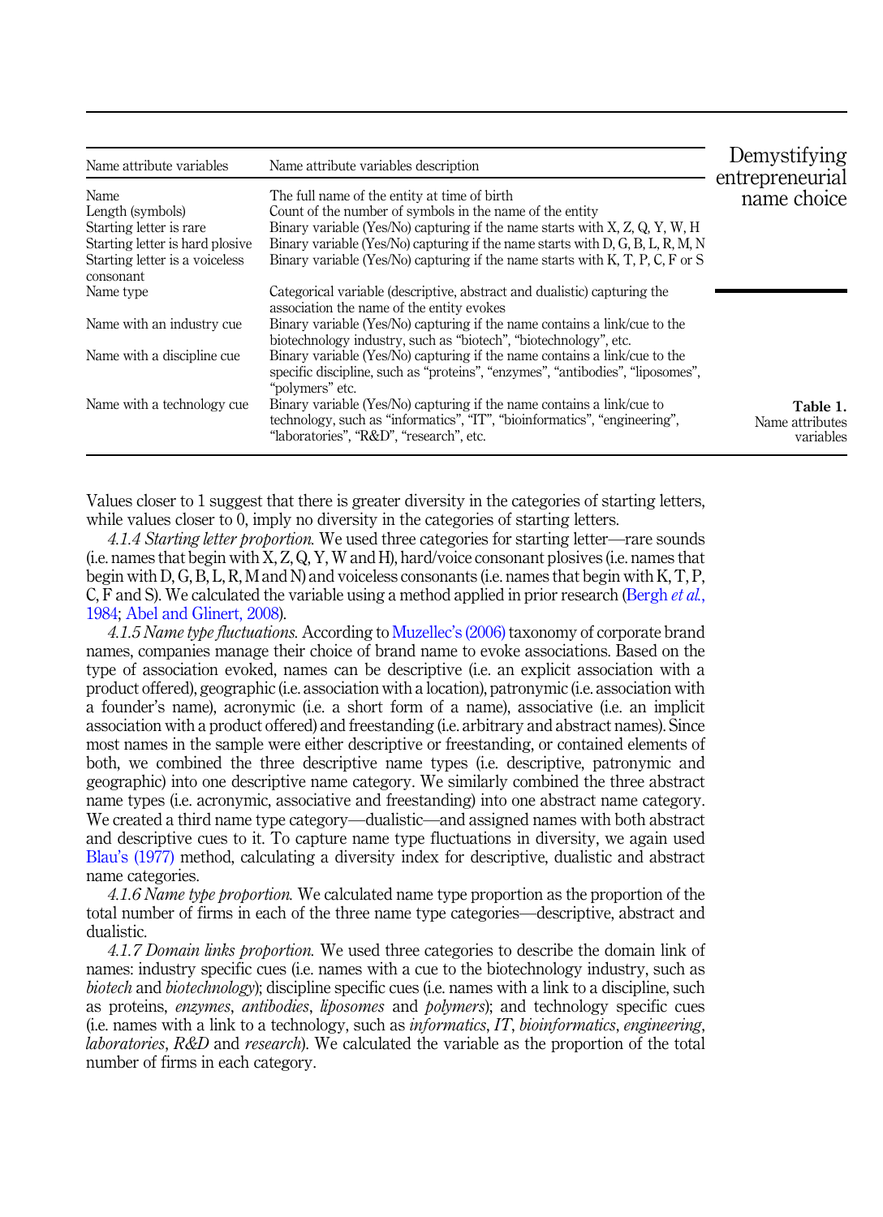Table 1. Name attributes variables

| Name attribute variables | Name attribute variables description |
|---|---|
| Name | The full name of the entity at time of birth |
| Length (symbols) | Count of the number of symbols in the name of the entity |
| Starting letter is rare | Binary variable (Yes/No) capturing if the name starts with X, Z, Q, Y, W, H |
| Starting letter is hard plosive | Binary variable (Yes/No) capturing if the name starts with D, G, B, L, R, M, N |
| Starting letter is a voiceless consonant | Binary variable (Yes/No) capturing if the name starts with K, T, P, C, F or S |
| Name type | Categorical variable (descriptive, abstract and dualistic) capturing the association the name of the entity evokes |
| Name with an industry cue | Binary variable (Yes/No) capturing if the name contains a link/cue to the biotechnology industry, such as "biotech", "biotechnology", etc. |
| Name with a discipline cue | Binary variable (Yes/No) capturing if the name contains a link/cue to the specific discipline, such as "proteins", "enzymes", "antibodies", "liposomes", "polymers" etc. |
| Name with a technology cue | Binary variable (Yes/No) capturing if the name contains a link/cue to technology, such as "informatics", "IT", "bioinformatics", "engineering", "laboratories", "R&D", "research", etc. |

Values closer to 1 suggest that there is greater diversity in the categories of starting letters, while values closer to 0, imply no diversity in the categories of starting letters.

*4.1.4 Starting letter proportion.* We used three categories for starting letter—rare sounds (i.e. names that begin with X, Z, Q, Y, W and H), hard/voice consonant plosives (i.e. names that begin with D, G, B, L, R, M and N) and voiceless consonants (i.e. names that begin with K, T, P, C, F and S). We calculated the variable using a method applied in prior research (Bergh *et al.*, 1984; Abel and Glinert, 2008).

*4.1.5 Name type fluctuations.* According to Muzellec's (2006) taxonomy of corporate brand names, companies manage their choice of brand name to evoke associations. Based on the type of association evoked, names can be descriptive (i.e. an explicit association with a product offered), geographic (i.e. association with a location), patronymic (i.e. association with a founder's name), acronymic (i.e. a short form of a name), associative (i.e. an implicit association with a product offered) and freestanding (i.e. arbitrary and abstract names). Since most names in the sample were either descriptive or freestanding, or contained elements of both, we combined the three descriptive name types (i.e. descriptive, patronymic and geographic) into one descriptive name category. We similarly combined the three abstract name types (i.e. acronymic, associative and freestanding) into one abstract name category. We created a third name type category—dualistic—and assigned names with both abstract and descriptive cues to it. To capture name type fluctuations in diversity, we again used Blau's (1977) method, calculating a diversity index for descriptive, dualistic and abstract name categories.

*4.1.6 Name type proportion.* We calculated name type proportion as the proportion of the total number of firms in each of the three name type categories—descriptive, abstract and dualistic.

*4.1.7 Domain links proportion.* We used three categories to describe the domain link of names: industry specific cues (i.e. names with a cue to the biotechnology industry, such as *biotech* and *biotechnology*); discipline specific cues (i.e. names with a link to a discipline, such as proteins, *enzymes*, *antibodies*, *liposomes* and *polymers*); and technology specific cues (i.e. names with a link to a technology, such as *informatics*, *IT*, *bioinformatics*, *engineering*, *laboratories*, *R&D* and *research*). We calculated the variable as the proportion of the total number of firms in each category.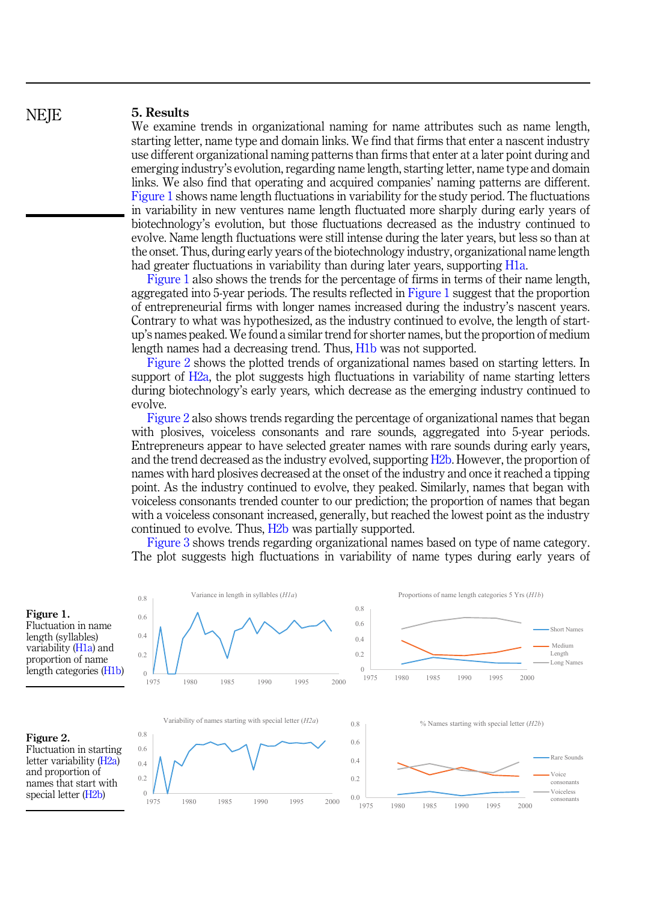## 5. Results

We examine trends in organizational naming for name attributes such as name length, starting letter, name type and domain links. We find that firms that enter a nascent industry use different organizational naming patterns than firms that enter at a later point during and emerging industry's evolution, regarding name length, starting letter, name type and domain links. We also find that operating and acquired companies' naming patterns are different. Figure 1 shows name length fluctuations in variability for the study period. The fluctuations in variability in new ventures name length fluctuated more sharply during early years of biotechnology's evolution, but those fluctuations decreased as the industry continued to evolve. Name length fluctuations were still intense during the later years, but less so than at the onset. Thus, during early years of the biotechnology industry, organizational name length had greater fluctuations in variability than during later years, supporting H1a.

Figure 1 also shows the trends for the percentage of firms in terms of their name length, aggregated into 5-year periods. The results reflected in Figure 1 suggest that the proportion of entrepreneurial firms with longer names increased during the industry's nascent years. Contrary to what was hypothesized, as the industry continued to evolve, the length of start-up's names peaked. We found a similar trend for shorter names, but the proportion of medium length names had a decreasing trend. Thus, H1b was not supported.

Figure 2 shows the plotted trends of organizational names based on starting letters. In support of H2a, the plot suggests high fluctuations in variability of name starting letters during biotechnology's early years, which decrease as the emerging industry continued to evolve.

Figure 2 also shows trends regarding the percentage of organizational names that began with plosives, voiceless consonants and rare sounds, aggregated into 5-year periods. Entrepreneurs appear to have selected greater names with rare sounds during early years, and the trend decreased as the industry evolved, supporting H2b. However, the proportion of names with hard plosives decreased at the onset of the industry and once it reached a tipping point. As the industry continued to evolve, they peaked. Similarly, names that began with voiceless consonants trended counter to our prediction; the proportion of names that began with a voiceless consonant increased, generally, but reached the lowest point as the industry continued to evolve. Thus, H2b was partially supported.

Figure 3 shows trends regarding organizational names based on type of name category. The plot suggests high fluctuations in variability of name types during early years of

**Figure 1.** Fluctuation in name length (syllables) variability (H1a) and proportion of name length categories (H1b)

**Figure 2.** Fluctuation in starting letter variability (H2a) and proportion of names that start with special letter (H2b)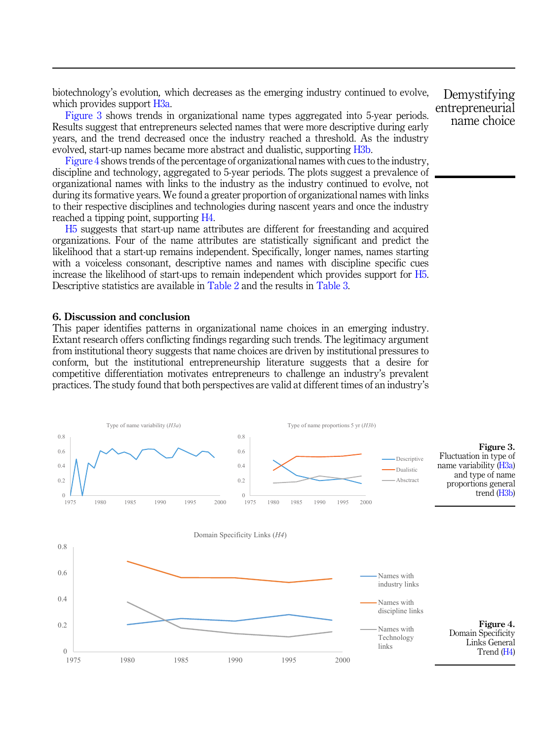biotechnology's evolution, which decreases as the emerging industry continued to evolve, which provides support H3a.

Figure 3 shows trends in organizational name types aggregated into 5-year periods. Results suggest that entrepreneurs selected names that were more descriptive during early years, and the trend decreased once the industry reached a threshold. As the industry evolved, start-up names became more abstract and dualistic, supporting H3b.

Figure 4 shows trends of the percentage of organizational names with cues to the industry, discipline and technology, aggregated to 5-year periods. The plots suggest a prevalence of organizational names with links to the industry as the industry continued to evolve, not during its formative years. We found a greater proportion of organizational names with links to their respective disciplines and technologies during nascent years and once the industry reached a tipping point, supporting H4.

H5 suggests that start-up name attributes are different for freestanding and acquired organizations. Four of the name attributes are statistically significant and predict the likelihood that a start-up remains independent. Specifically, longer names, names starting with a voiceless consonant, descriptive names and names with discipline specific cues increase the likelihood of start-ups to remain independent which provides support for H5. Descriptive statistics are available in Table 2 and the results in Table 3.

## 6. Discussion and conclusion

This paper identifies patterns in organizational name choices in an emerging industry. Extant research offers conflicting findings regarding such trends. The legitimacy argument from institutional theory suggests that name choices are driven by institutional pressures to conform, but the institutional entrepreneurship literature suggests that a desire for competitive differentiation motivates entrepreneurs to challenge an industry's prevalent practices. The study found that both perspectives are valid at different times of an industry's

**Figure 3.** Fluctuation in type of name variability (H3a) and type of name proportions general trend (H3b)

**Figure 4.** Domain Specificity Links General Trend (H4)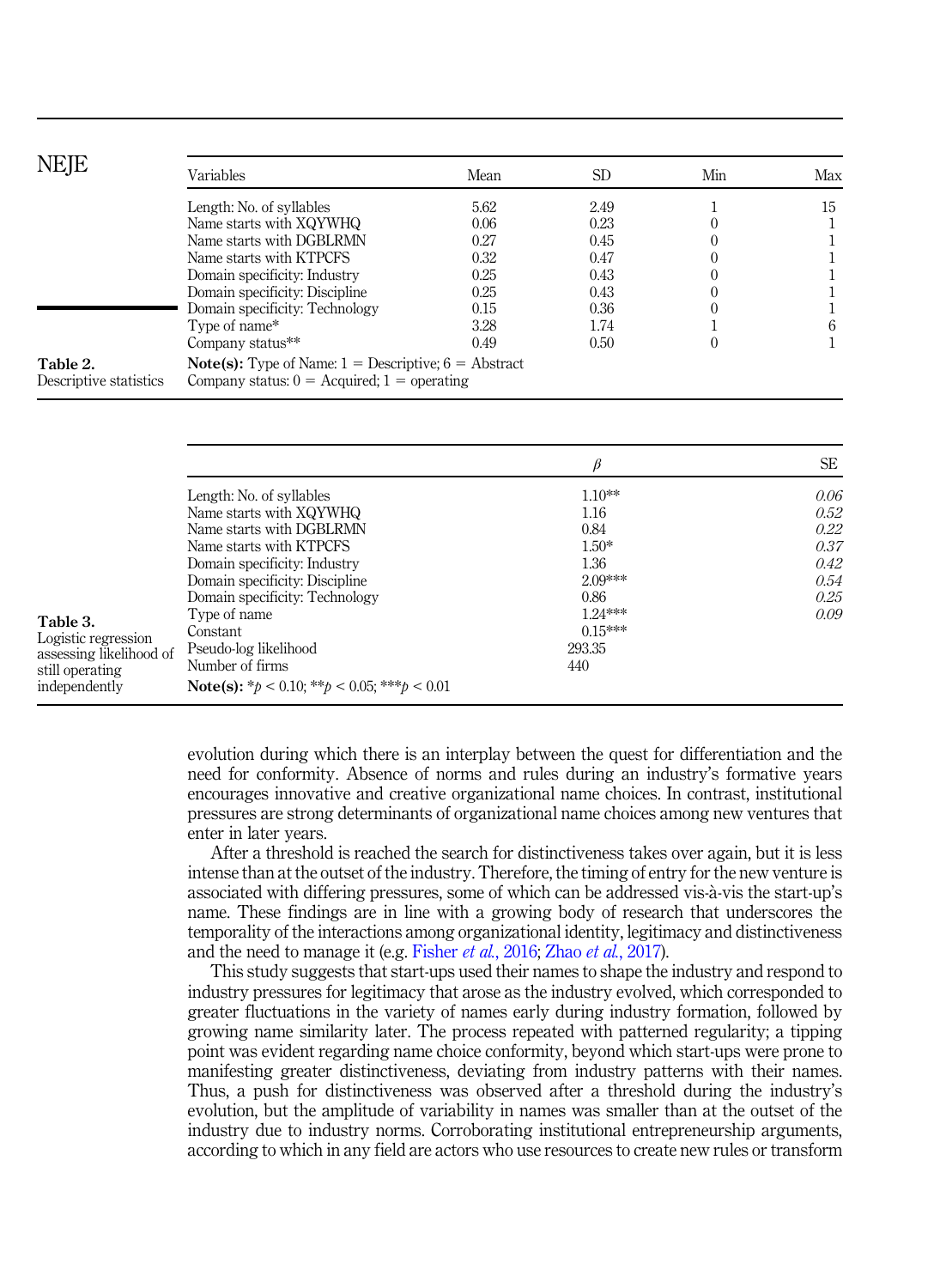**Table 2.** Descriptive statistics

| Variables | Mean | SD | Min | Max |
|---|---|---|---|---|
| Length: No. of syllables | 5.62 | 2.49 | 1 | 15 |
| Name starts with XQYWHQ | 0.06 | 0.23 | 0 | 1 |
| Name starts with DGBLRMN | 0.27 | 0.45 | 0 | 1 |
| Name starts with KTPCFS | 0.32 | 0.47 | 0 | 1 |
| Domain specificity: Industry | 0.25 | 0.43 | 0 | 1 |
| Domain specificity: Discipline | 0.25 | 0.43 | 0 | 1 |
| Domain specificity: Technology | 0.15 | 0.36 | 0 | 1 |
| Type of name* | 3.28 | 1.74 | 1 | 6 |
| Company status** | 0.49 | 0.50 | 0 | 1 |

**Note(s):** Type of Name: 1 = Descriptive; 6 = Abstract
Company status: 0 = Acquired; 1 = operating

**Table 3.** Logistic regression assessing likelihood of still operating independently

| | $\beta$ | SE |
|---|---|---|
| Length: No. of syllables | 1.10** | *0.06* |
| Name starts with XQYWHQ | 1.16 | *0.52* |
| Name starts with DGBLRMN | 0.84 | *0.22* |
| Name starts with KTPCFS | 1.50* | *0.37* |
| Domain specificity: Industry | 1.36 | *0.42* |
| Domain specificity: Discipline | 2.09*** | *0.54* |
| Domain specificity: Technology | 0.86 | *0.25* |
| Type of name | 1.24*** | *0.09* |
| Constant | 0.15*** | |
| Pseudo-log likelihood | 293.35 | |
| Number of firms | 440 | |

**Note(s):** *$p < 0.10$; **$p < 0.05$; ***$p < 0.01$

evolution during which there is an interplay between the quest for differentiation and the need for conformity. Absence of norms and rules during an industry's formative years encourages innovative and creative organizational name choices. In contrast, institutional pressures are strong determinants of organizational name choices among new ventures that enter in later years.

After a threshold is reached the search for distinctiveness takes over again, but it is less intense than at the outset of the industry. Therefore, the timing of entry for the new venture is associated with differing pressures, some of which can be addressed vis-à-vis the start-up's name. These findings are in line with a growing body of research that underscores the temporality of the interactions among organizational identity, legitimacy and distinctiveness and the need to manage it (e.g. Fisher *et al.*, 2016; Zhao *et al.*, 2017).

This study suggests that start-ups used their names to shape the industry and respond to industry pressures for legitimacy that arose as the industry evolved, which corresponded to greater fluctuations in the variety of names early during industry formation, followed by growing name similarity later. The process repeated with patterned regularity; a tipping point was evident regarding name choice conformity, beyond which start-ups were prone to manifesting greater distinctiveness, deviating from industry patterns with their names. Thus, a push for distinctiveness was observed after a threshold during the industry's evolution, but the amplitude of variability in names was smaller than at the outset of the industry due to industry norms. Corroborating institutional entrepreneurship arguments, according to which in any field are actors who use resources to create new rules or transform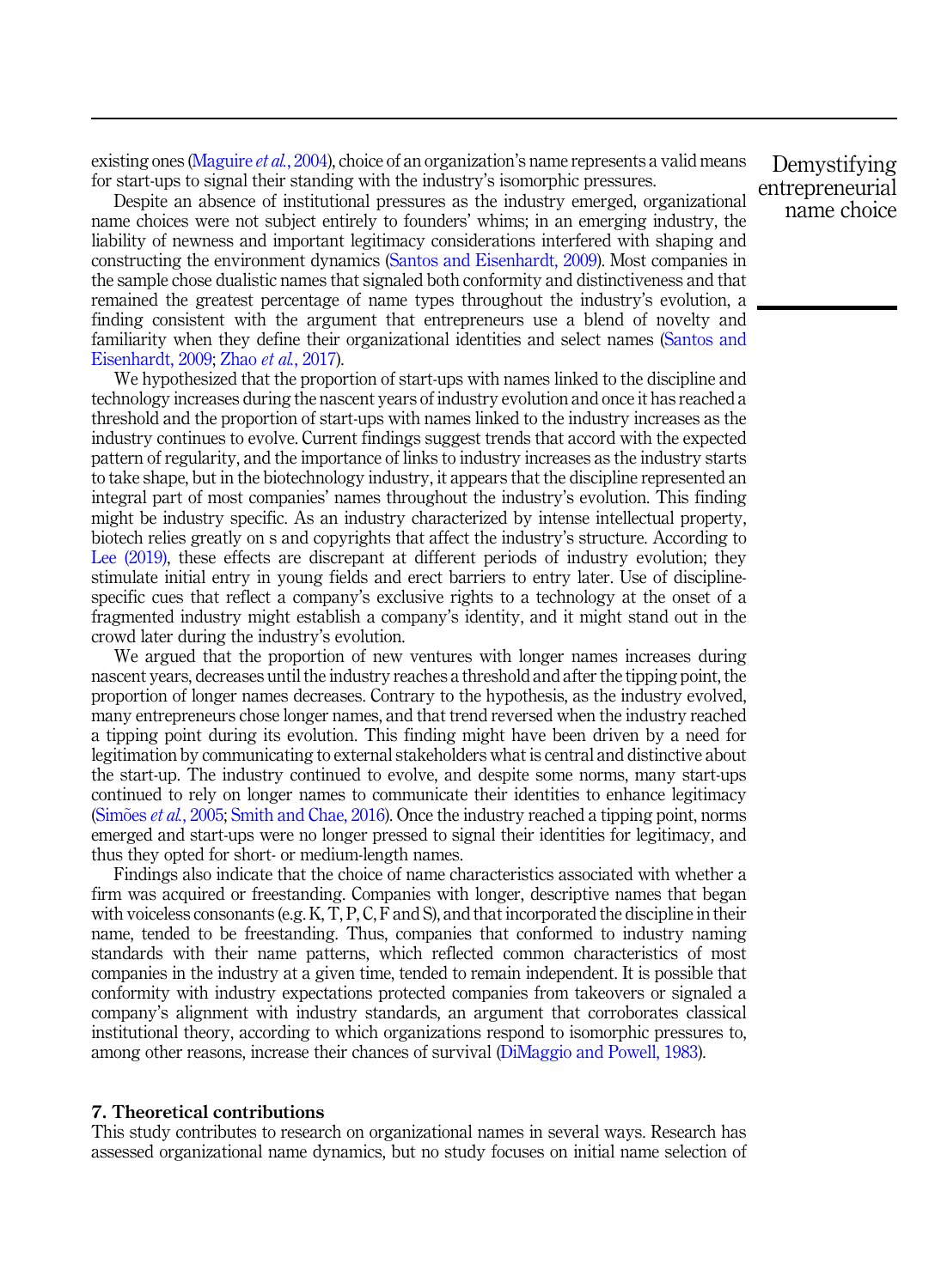existing ones (Maguire *et al.*, 2004), choice of an organization's name represents a valid means for start-ups to signal their standing with the industry's isomorphic pressures.

Despite an absence of institutional pressures as the industry emerged, organizational name choices were not subject entirely to founders' whims; in an emerging industry, the liability of newness and important legitimacy considerations interfered with shaping and constructing the environment dynamics (Santos and Eisenhardt, 2009). Most companies in the sample chose dualistic names that signaled both conformity and distinctiveness and that remained the greatest percentage of name types throughout the industry's evolution, a finding consistent with the argument that entrepreneurs use a blend of novelty and familiarity when they define their organizational identities and select names (Santos and Eisenhardt, 2009; Zhao *et al.*, 2017).

We hypothesized that the proportion of start-ups with names linked to the discipline and technology increases during the nascent years of industry evolution and once it has reached a threshold and the proportion of start-ups with names linked to the industry increases as the industry continues to evolve. Current findings suggest trends that accord with the expected pattern of regularity, and the importance of links to industry increases as the industry starts to take shape, but in the biotechnology industry, it appears that the discipline represented an integral part of most companies' names throughout the industry's evolution. This finding might be industry specific. As an industry characterized by intense intellectual property, biotech relies greatly on s and copyrights that affect the industry's structure. According to Lee (2019), these effects are discrepant at different periods of industry evolution; they stimulate initial entry in young fields and erect barriers to entry later. Use of discipline-specific cues that reflect a company's exclusive rights to a technology at the onset of a fragmented industry might establish a company's identity, and it might stand out in the crowd later during the industry's evolution.

We argued that the proportion of new ventures with longer names increases during nascent years, decreases until the industry reaches a threshold and after the tipping point, the proportion of longer names decreases. Contrary to the hypothesis, as the industry evolved, many entrepreneurs chose longer names, and that trend reversed when the industry reached a tipping point during its evolution. This finding might have been driven by a need for legitimation by communicating to external stakeholders what is central and distinctive about the start-up. The industry continued to evolve, and despite some norms, many start-ups continued to rely on longer names to communicate their identities to enhance legitimacy (Simões *et al.*, 2005; Smith and Chae, 2016). Once the industry reached a tipping point, norms emerged and start-ups were no longer pressed to signal their identities for legitimacy, and thus they opted for short- or medium-length names.

Findings also indicate that the choice of name characteristics associated with whether a firm was acquired or freestanding. Companies with longer, descriptive names that began with voiceless consonants (e.g. K, T, P, C, F and S), and that incorporated the discipline in their name, tended to be freestanding. Thus, companies that conformed to industry naming standards with their name patterns, which reflected common characteristics of most companies in the industry at a given time, tended to remain independent. It is possible that conformity with industry expectations protected companies from takeovers or signaled a company's alignment with industry standards, an argument that corroborates classical institutional theory, according to which organizations respond to isomorphic pressures to, among other reasons, increase their chances of survival (DiMaggio and Powell, 1983).

## 7. Theoretical contributions

This study contributes to research on organizational names in several ways. Research has assessed organizational name dynamics, but no study focuses on initial name selection of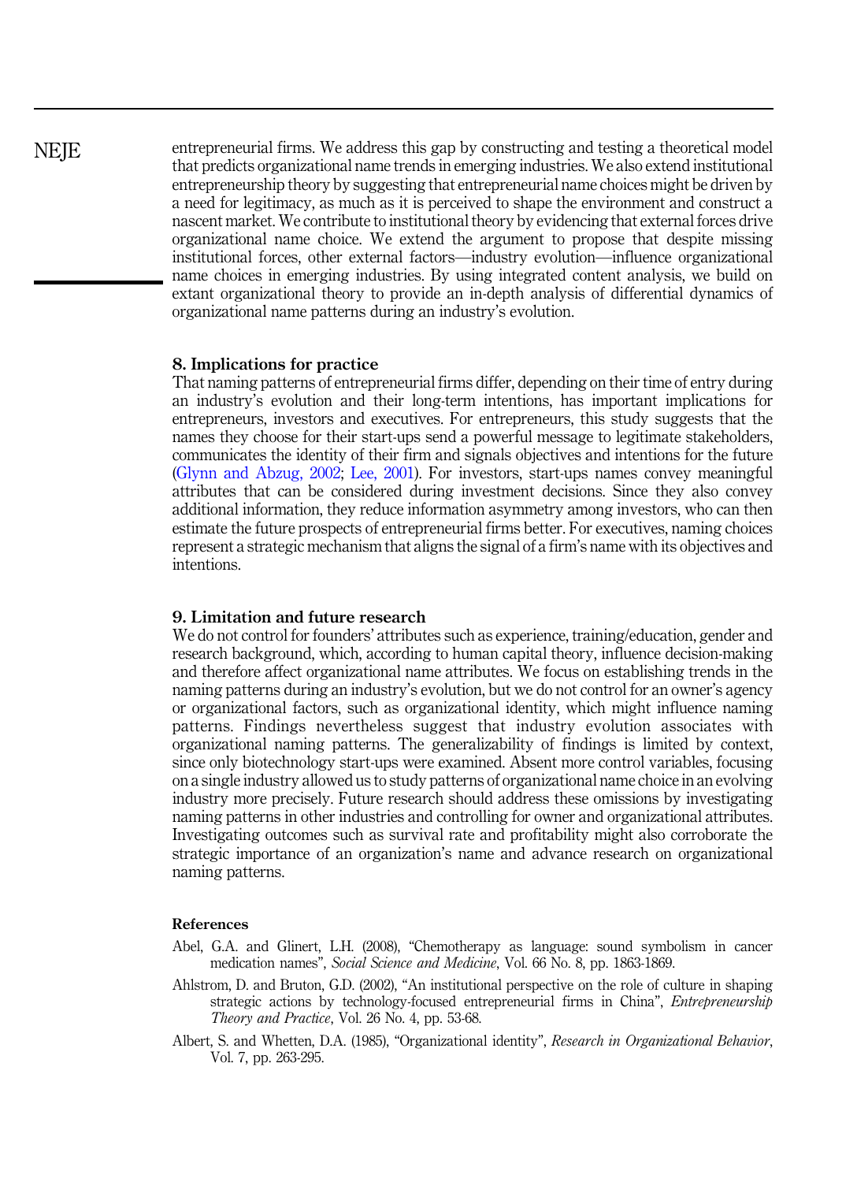entrepreneurial firms. We address this gap by constructing and testing a theoretical model that predicts organizational name trends in emerging industries. We also extend institutional entrepreneurship theory by suggesting that entrepreneurial name choices might be driven by a need for legitimacy, as much as it is perceived to shape the environment and construct a nascent market. We contribute to institutional theory by evidencing that external forces drive organizational name choice. We extend the argument to propose that despite missing institutional forces, other external factors—industry evolution—influence organizational name choices in emerging industries. By using integrated content analysis, we build on extant organizational theory to provide an in-depth analysis of differential dynamics of organizational name patterns during an industry's evolution.

## 8. Implications for practice

That naming patterns of entrepreneurial firms differ, depending on their time of entry during an industry's evolution and their long-term intentions, has important implications for entrepreneurs, investors and executives. For entrepreneurs, this study suggests that the names they choose for their start-ups send a powerful message to legitimate stakeholders, communicates the identity of their firm and signals objectives and intentions for the future (Glynn and Abzug, 2002; Lee, 2001). For investors, start-ups names convey meaningful attributes that can be considered during investment decisions. Since they also convey additional information, they reduce information asymmetry among investors, who can then estimate the future prospects of entrepreneurial firms better. For executives, naming choices represent a strategic mechanism that aligns the signal of a firm's name with its objectives and intentions.

## 9. Limitation and future research

We do not control for founders' attributes such as experience, training/education, gender and research background, which, according to human capital theory, influence decision-making and therefore affect organizational name attributes. We focus on establishing trends in the naming patterns during an industry's evolution, but we do not control for an owner's agency or organizational factors, such as organizational identity, which might influence naming patterns. Findings nevertheless suggest that industry evolution associates with organizational naming patterns. The generalizability of findings is limited by context, since only biotechnology start-ups were examined. Absent more control variables, focusing on a single industry allowed us to study patterns of organizational name choice in an evolving industry more precisely. Future research should address these omissions by investigating naming patterns in other industries and controlling for owner and organizational attributes. Investigating outcomes such as survival rate and profitability might also corroborate the strategic importance of an organization's name and advance research on organizational naming patterns.

### References

Abel, G.A. and Glinert, L.H. (2008), "Chemotherapy as language: sound symbolism in cancer medication names", *Social Science and Medicine*, Vol. 66 No. 8, pp. 1863-1869.

Ahlstrom, D. and Bruton, G.D. (2002), "An institutional perspective on the role of culture in shaping strategic actions by technology-focused entrepreneurial firms in China", *Entrepreneurship Theory and Practice*, Vol. 26 No. 4, pp. 53-68.

Albert, S. and Whetten, D.A. (1985), "Organizational identity", *Research in Organizational Behavior*, Vol. 7, pp. 263-295.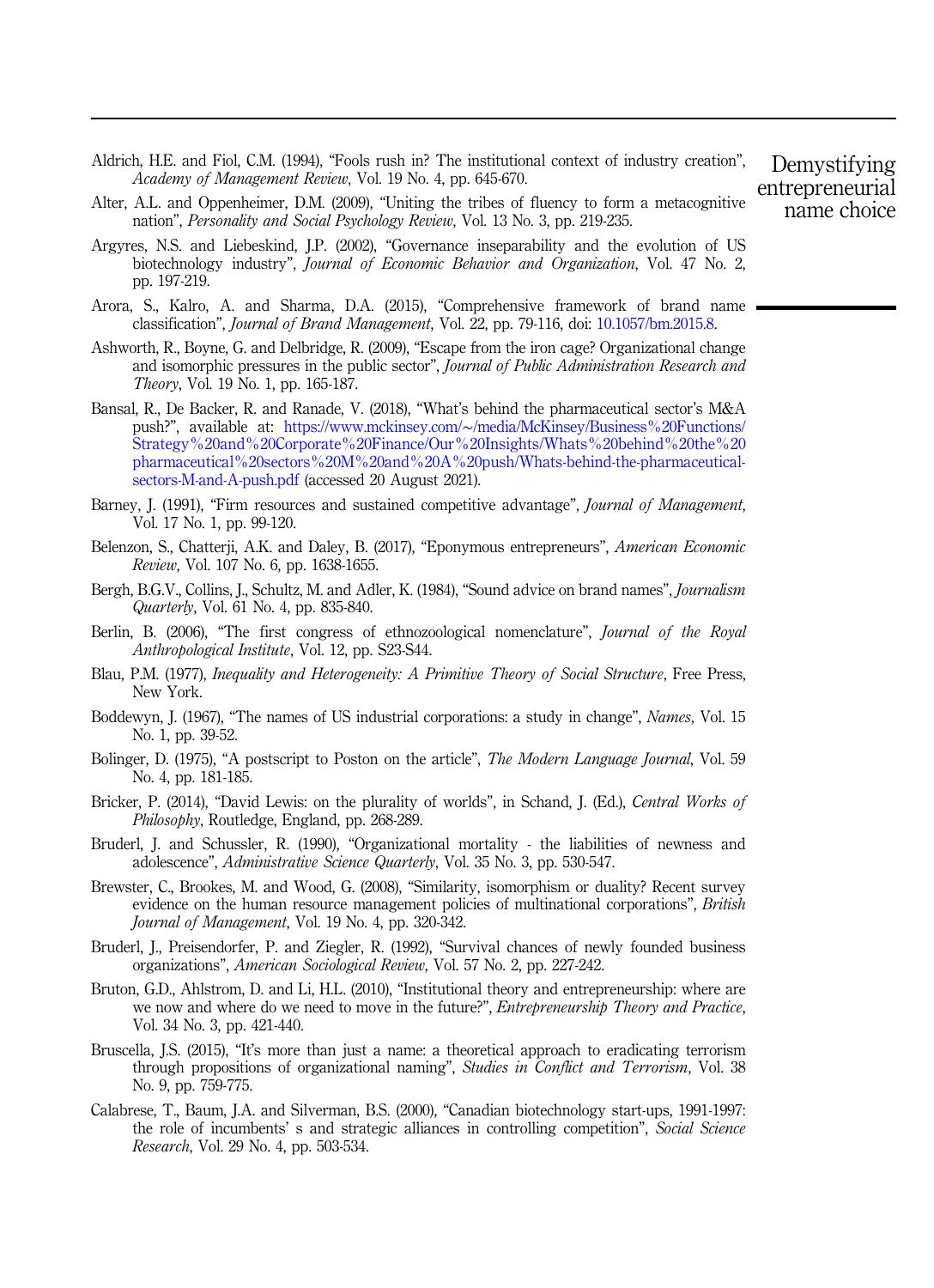Aldrich, H.E. and Fiol, C.M. (1994), "Fools rush in? The institutional context of industry creation", *Academy of Management Review*, Vol. 19 No. 4, pp. 645-670.

Alter, A.L. and Oppenheimer, D.M. (2009), "Uniting the tribes of fluency to form a metacognitive nation", *Personality and Social Psychology Review*, Vol. 13 No. 3, pp. 219-235.

Argyres, N.S. and Liebeskind, J.P. (2002), "Governance inseparability and the evolution of US biotechnology industry", *Journal of Economic Behavior and Organization*, Vol. 47 No. 2, pp. 197-219.

Arora, S., Kalro, A. and Sharma, D.A. (2015), "Comprehensive framework of brand name classification", *Journal of Brand Management*, Vol. 22, pp. 79-116, doi: 10.1057/bm.2015.8.

Ashworth, R., Boyne, G. and Delbridge, R. (2009), "Escape from the iron cage? Organizational change and isomorphic pressures in the public sector", *Journal of Public Administration Research and Theory*, Vol. 19 No. 1, pp. 165-187.

Bansal, R., De Backer, R. and Ranade, V. (2018), "What's behind the pharmaceutical sector's M&A push?", available at: https://www.mckinsey.com/~/media/McKinsey/Business%20Functions/Strategy%20and%20Corporate%20Finance/Our%20Insights/Whats%20behind%20the%20pharmaceutical%20sectors%20M%20and%20A%20push/Whats-behind-the-pharmaceutical-sectors-M-and-A-push.pdf (accessed 20 August 2021).

Barney, J. (1991), "Firm resources and sustained competitive advantage", *Journal of Management*, Vol. 17 No. 1, pp. 99-120.

Belenzon, S., Chatterji, A.K. and Daley, B. (2017), "Eponymous entrepreneurs", *American Economic Review*, Vol. 107 No. 6, pp. 1638-1655.

Bergh, B.G.V., Collins, J., Schultz, M. and Adler, K. (1984), "Sound advice on brand names", *Journalism Quarterly*, Vol. 61 No. 4, pp. 835-840.

Berlin, B. (2006), "The first congress of ethnozoological nomenclature", *Journal of the Royal Anthropological Institute*, Vol. 12, pp. S23-S44.

Blau, P.M. (1977), *Inequality and Heterogeneity: A Primitive Theory of Social Structure*, Free Press, New York.

Boddewyn, J. (1967), "The names of US industrial corporations: a study in change", *Names*, Vol. 15 No. 1, pp. 39-52.

Bolinger, D. (1975), "A postscript to Poston on the article", *The Modern Language Journal*, Vol. 59 No. 4, pp. 181-185.

Bricker, P. (2014), "David Lewis: on the plurality of worlds", in Schand, J. (Ed.), *Central Works of Philosophy*, Routledge, England, pp. 268-289.

Bruderl, J. and Schussler, R. (1990), "Organizational mortality - the liabilities of newness and adolescence", *Administrative Science Quarterly*, Vol. 35 No. 3, pp. 530-547.

Brewster, C., Brookes, M. and Wood, G. (2008), "Similarity, isomorphism or duality? Recent survey evidence on the human resource management policies of multinational corporations", *British Journal of Management*, Vol. 19 No. 4, pp. 320-342.

Bruderl, J., Preisendorfer, P. and Ziegler, R. (1992), "Survival chances of newly founded business organizations", *American Sociological Review*, Vol. 57 No. 2, pp. 227-242.

Bruton, G.D., Ahlstrom, D. and Li, H.L. (2010), "Institutional theory and entrepreneurship: where are we now and where do we need to move in the future?", *Entrepreneurship Theory and Practice*, Vol. 34 No. 3, pp. 421-440.

Bruscella, J.S. (2015), "It's more than just a name: a theoretical approach to eradicating terrorism through propositions of organizational naming", *Studies in Conflict and Terrorism*, Vol. 38 No. 9, pp. 759-775.

Calabrese, T., Baum, J.A. and Silverman, B.S. (2000), "Canadian biotechnology start-ups, 1991-1997: the role of incumbents' s and strategic alliances in controlling competition", *Social Science Research*, Vol. 29 No. 4, pp. 503-534.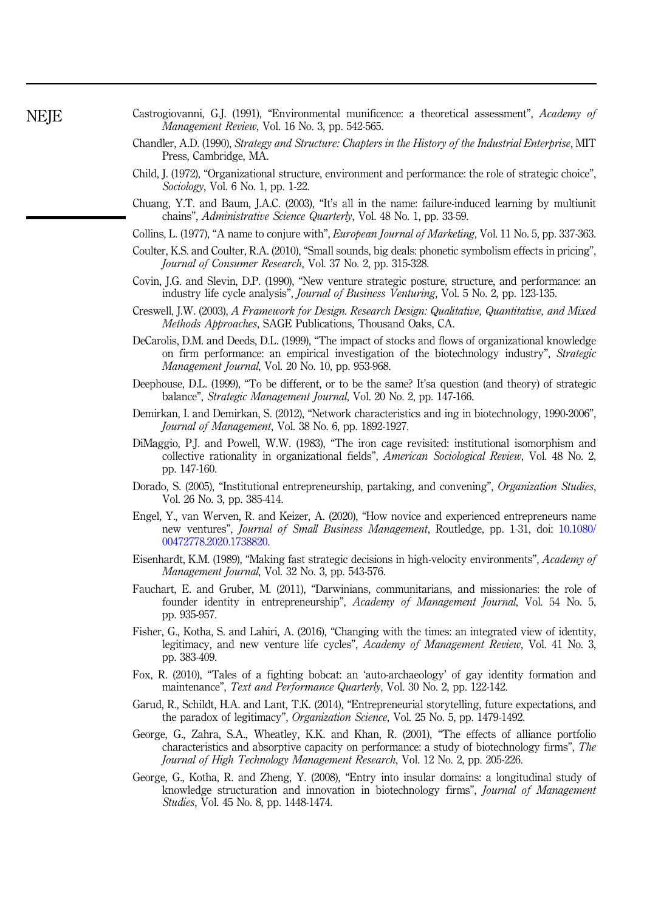Castrogiovanni, G.J. (1991), "Environmental munificence: a theoretical assessment", *Academy of Management Review*, Vol. 16 No. 3, pp. 542-565.

Chandler, A.D. (1990), *Strategy and Structure: Chapters in the History of the Industrial Enterprise*, MIT Press, Cambridge, MA.

Child, J. (1972), "Organizational structure, environment and performance: the role of strategic choice", *Sociology*, Vol. 6 No. 1, pp. 1-22.

Chuang, Y.T. and Baum, J.A.C. (2003), "It's all in the name: failure-induced learning by multiunit chains", *Administrative Science Quarterly*, Vol. 48 No. 1, pp. 33-59.

Collins, L. (1977), "A name to conjure with", *European Journal of Marketing*, Vol. 11 No. 5, pp. 337-363.

Coulter, K.S. and Coulter, R.A. (2010), "Small sounds, big deals: phonetic symbolism effects in pricing", *Journal of Consumer Research*, Vol. 37 No. 2, pp. 315-328.

Covin, J.G. and Slevin, D.P. (1990), "New venture strategic posture, structure, and performance: an industry life cycle analysis", *Journal of Business Venturing*, Vol. 5 No. 2, pp. 123-135.

Creswell, J.W. (2003), *A Framework for Design. Research Design: Qualitative, Quantitative, and Mixed Methods Approaches*, SAGE Publications, Thousand Oaks, CA.

DeCarolis, D.M. and Deeds, D.L. (1999), "The impact of stocks and flows of organizational knowledge on firm performance: an empirical investigation of the biotechnology industry", *Strategic Management Journal*, Vol. 20 No. 10, pp. 953-968.

Deephouse, D.L. (1999), "To be different, or to be the same? It'sa question (and theory) of strategic balance", *Strategic Management Journal*, Vol. 20 No. 2, pp. 147-166.

Demirkan, I. and Demirkan, S. (2012), "Network characteristics and ing in biotechnology, 1990-2006", *Journal of Management*, Vol. 38 No. 6, pp. 1892-1927.

DiMaggio, P.J. and Powell, W.W. (1983), "The iron cage revisited: institutional isomorphism and collective rationality in organizational fields", *American Sociological Review*, Vol. 48 No. 2, pp. 147-160.

Dorado, S. (2005), "Institutional entrepreneurship, partaking, and convening", *Organization Studies*, Vol. 26 No. 3, pp. 385-414.

Engel, Y., van Werven, R. and Keizer, A. (2020), "How novice and experienced entrepreneurs name new ventures", *Journal of Small Business Management*, Routledge, pp. 1-31, doi: 10.1080/00472778.2020.1738820.

Eisenhardt, K.M. (1989), "Making fast strategic decisions in high-velocity environments", *Academy of Management Journal*, Vol. 32 No. 3, pp. 543-576.

Fauchart, E. and Gruber, M. (2011), "Darwinians, communitarians, and missionaries: the role of founder identity in entrepreneurship", *Academy of Management Journal*, Vol. 54 No. 5, pp. 935-957.

Fisher, G., Kotha, S. and Lahiri, A. (2016), "Changing with the times: an integrated view of identity, legitimacy, and new venture life cycles", *Academy of Management Review*, Vol. 41 No. 3, pp. 383-409.

Fox, R. (2010), "Tales of a fighting bobcat: an 'auto-archaeology' of gay identity formation and maintenance", *Text and Performance Quarterly*, Vol. 30 No. 2, pp. 122-142.

Garud, R., Schildt, H.A. and Lant, T.K. (2014), "Entrepreneurial storytelling, future expectations, and the paradox of legitimacy", *Organization Science*, Vol. 25 No. 5, pp. 1479-1492.

George, G., Zahra, S.A., Wheatley, K.K. and Khan, R. (2001), "The effects of alliance portfolio characteristics and absorptive capacity on performance: a study of biotechnology firms", *The Journal of High Technology Management Research*, Vol. 12 No. 2, pp. 205-226.

George, G., Kotha, R. and Zheng, Y. (2008), "Entry into insular domains: a longitudinal study of knowledge structuration and innovation in biotechnology firms", *Journal of Management Studies*, Vol. 45 No. 8, pp. 1448-1474.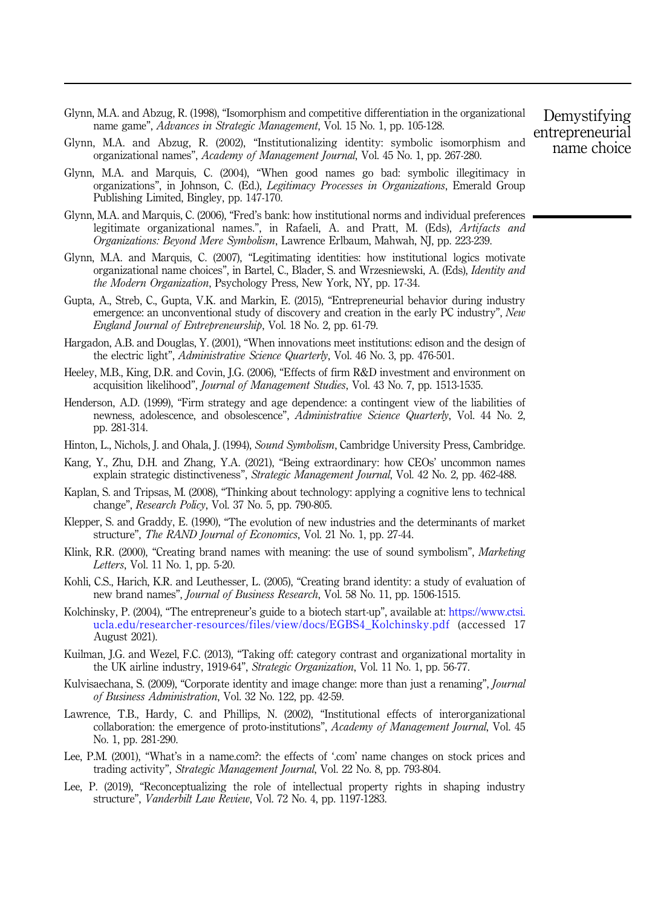Glynn, M.A. and Abzug, R. (1998), "Isomorphism and competitive differentiation in the organizational name game", *Advances in Strategic Management*, Vol. 15 No. 1, pp. 105-128.

Glynn, M.A. and Abzug, R. (2002), "Institutionalizing identity: symbolic isomorphism and organizational names", *Academy of Management Journal*, Vol. 45 No. 1, pp. 267-280.

Glynn, M.A. and Marquis, C. (2004), "When good names go bad: symbolic illegitimacy in organizations", in Johnson, C. (Ed.), *Legitimacy Processes in Organizations*, Emerald Group Publishing Limited, Bingley, pp. 147-170.

Glynn, M.A. and Marquis, C. (2006), "Fred's bank: how institutional norms and individual preferences legitimate organizational names.", in Rafaeli, A. and Pratt, M. (Eds), *Artifacts and Organizations: Beyond Mere Symbolism*, Lawrence Erlbaum, Mahwah, NJ, pp. 223-239.

Glynn, M.A. and Marquis, C. (2007), "Legitimating identities: how institutional logics motivate organizational name choices", in Bartel, C., Blader, S. and Wrzesniewski, A. (Eds), *Identity and the Modern Organization*, Psychology Press, New York, NY, pp. 17-34.

Gupta, A., Streb, C., Gupta, V.K. and Markin, E. (2015), "Entrepreneurial behavior during industry emergence: an unconventional study of discovery and creation in the early PC industry", *New England Journal of Entrepreneurship*, Vol. 18 No. 2, pp. 61-79.

Hargadon, A.B. and Douglas, Y. (2001), "When innovations meet institutions: edison and the design of the electric light", *Administrative Science Quarterly*, Vol. 46 No. 3, pp. 476-501.

Heeley, M.B., King, D.R. and Covin, J.G. (2006), "Effects of firm R&D investment and environment on acquisition likelihood", *Journal of Management Studies*, Vol. 43 No. 7, pp. 1513-1535.

Henderson, A.D. (1999), "Firm strategy and age dependence: a contingent view of the liabilities of newness, adolescence, and obsolescence", *Administrative Science Quarterly*, Vol. 44 No. 2, pp. 281-314.

Hinton, L., Nichols, J. and Ohala, J. (1994), *Sound Symbolism*, Cambridge University Press, Cambridge.

Kang, Y., Zhu, D.H. and Zhang, Y.A. (2021), "Being extraordinary: how CEOs' uncommon names explain strategic distinctiveness", *Strategic Management Journal*, Vol. 42 No. 2, pp. 462-488.

Kaplan, S. and Tripsas, M. (2008), "Thinking about technology: applying a cognitive lens to technical change", *Research Policy*, Vol. 37 No. 5, pp. 790-805.

Klepper, S. and Graddy, E. (1990), "The evolution of new industries and the determinants of market structure", *The RAND Journal of Economics*, Vol. 21 No. 1, pp. 27-44.

Klink, R.R. (2000), "Creating brand names with meaning: the use of sound symbolism", *Marketing Letters*, Vol. 11 No. 1, pp. 5-20.

Kohli, C.S., Harich, K.R. and Leuthesser, L. (2005), "Creating brand identity: a study of evaluation of new brand names", *Journal of Business Research*, Vol. 58 No. 11, pp. 1506-1515.

Kolchinsky, P. (2004), "The entrepreneur's guide to a biotech start-up", available at: https://www.ctsi.ucla.edu/researcher-resources/files/view/docs/EGBS4_Kolchinsky.pdf (accessed 17 August 2021).

Kuilman, J.G. and Wezel, F.C. (2013), "Taking off: category contrast and organizational mortality in the UK airline industry, 1919-64", *Strategic Organization*, Vol. 11 No. 1, pp. 56-77.

Kulvisaechana, S. (2009), "Corporate identity and image change: more than just a renaming", *Journal of Business Administration*, Vol. 32 No. 122, pp. 42-59.

Lawrence, T.B., Hardy, C. and Phillips, N. (2002), "Institutional effects of interorganizational collaboration: the emergence of proto-institutions", *Academy of Management Journal*, Vol. 45 No. 1, pp. 281-290.

Lee, P.M. (2001), "What's in a name.com?: the effects of '.com' name changes on stock prices and trading activity", *Strategic Management Journal*, Vol. 22 No. 8, pp. 793-804.

Lee, P. (2019), "Reconceptualizing the role of intellectual property rights in shaping industry structure", *Vanderbilt Law Review*, Vol. 72 No. 4, pp. 1197-1283.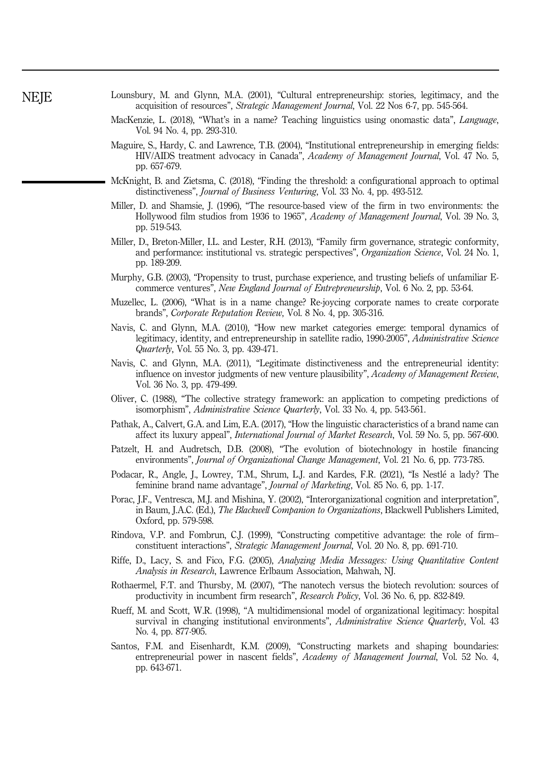Lounsbury, M. and Glynn, M.A. (2001), "Cultural entrepreneurship: stories, legitimacy, and the acquisition of resources", *Strategic Management Journal*, Vol. 22 Nos 6-7, pp. 545-564.

MacKenzie, L. (2018), "What's in a name? Teaching linguistics using onomastic data", *Language*, Vol. 94 No. 4, pp. 293-310.

Maguire, S., Hardy, C. and Lawrence, T.B. (2004), "Institutional entrepreneurship in emerging fields: HIV/AIDS treatment advocacy in Canada", *Academy of Management Journal*, Vol. 47 No. 5, pp. 657-679.

McKnight, B. and Zietsma, C. (2018), "Finding the threshold: a configurational approach to optimal distinctiveness", *Journal of Business Venturing*, Vol. 33 No. 4, pp. 493-512.

Miller, D. and Shamsie, J. (1996), "The resource-based view of the firm in two environments: the Hollywood film studios from 1936 to 1965", *Academy of Management Journal*, Vol. 39 No. 3, pp. 519-543.

Miller, D., Breton-Miller, I.L. and Lester, R.H. (2013), "Family firm governance, strategic conformity, and performance: institutional vs. strategic perspectives", *Organization Science*, Vol. 24 No. 1, pp. 189-209.

Murphy, G.B. (2003), "Propensity to trust, purchase experience, and trusting beliefs of unfamiliar E-commerce ventures", *New England Journal of Entrepreneurship*, Vol. 6 No. 2, pp. 53-64.

Muzellec, L. (2006), "What is in a name change? Re-joycing corporate names to create corporate brands", *Corporate Reputation Review*, Vol. 8 No. 4, pp. 305-316.

Navis, C. and Glynn, M.A. (2010), "How new market categories emerge: temporal dynamics of legitimacy, identity, and entrepreneurship in satellite radio, 1990-2005", *Administrative Science Quarterly*, Vol. 55 No. 3, pp. 439-471.

Navis, C. and Glynn, M.A. (2011), "Legitimate distinctiveness and the entrepreneurial identity: influence on investor judgments of new venture plausibility", *Academy of Management Review*, Vol. 36 No. 3, pp. 479-499.

Oliver, C. (1988), "The collective strategy framework: an application to competing predictions of isomorphism", *Administrative Science Quarterly*, Vol. 33 No. 4, pp. 543-561.

Pathak, A., Calvert, G.A. and Lim, E.A. (2017), "How the linguistic characteristics of a brand name can affect its luxury appeal", *International Journal of Market Research*, Vol. 59 No. 5, pp. 567-600.

Patzelt, H. and Audretsch, D.B. (2008), "The evolution of biotechnology in hostile financing environments", *Journal of Organizational Change Management*, Vol. 21 No. 6, pp. 773-785.

Podacar, R., Angle, J., Lowrey, T.M., Shrum, L.J. and Kardes, F.R. (2021), "Is Nestlé a lady? The feminine brand name advantage", *Journal of Marketing*, Vol. 85 No. 6, pp. 1-17.

Porac, J.F., Ventresca, M.J. and Mishina, Y. (2002), "Interorganizational cognition and interpretation", in Baum, J.A.C. (Ed.), *The Blackwell Companion to Organizations*, Blackwell Publishers Limited, Oxford, pp. 579-598.

Rindova, V.P. and Fombrun, C.J. (1999), "Constructing competitive advantage: the role of firm–constituent interactions", *Strategic Management Journal*, Vol. 20 No. 8, pp. 691-710.

Riffe, D., Lacy, S. and Fico, F.G. (2005), *Analyzing Media Messages: Using Quantitative Content Analysis in Research*, Lawrence Erlbaum Association, Mahwah, NJ.

Rothaermel, F.T. and Thursby, M. (2007), "The nanotech versus the biotech revolution: sources of productivity in incumbent firm research", *Research Policy*, Vol. 36 No. 6, pp. 832-849.

Rueff, M. and Scott, W.R. (1998), "A multidimensional model of organizational legitimacy: hospital survival in changing institutional environments", *Administrative Science Quarterly*, Vol. 43 No. 4, pp. 877-905.

Santos, F.M. and Eisenhardt, K.M. (2009), "Constructing markets and shaping boundaries: entrepreneurial power in nascent fields", *Academy of Management Journal*, Vol. 52 No. 4, pp. 643-671.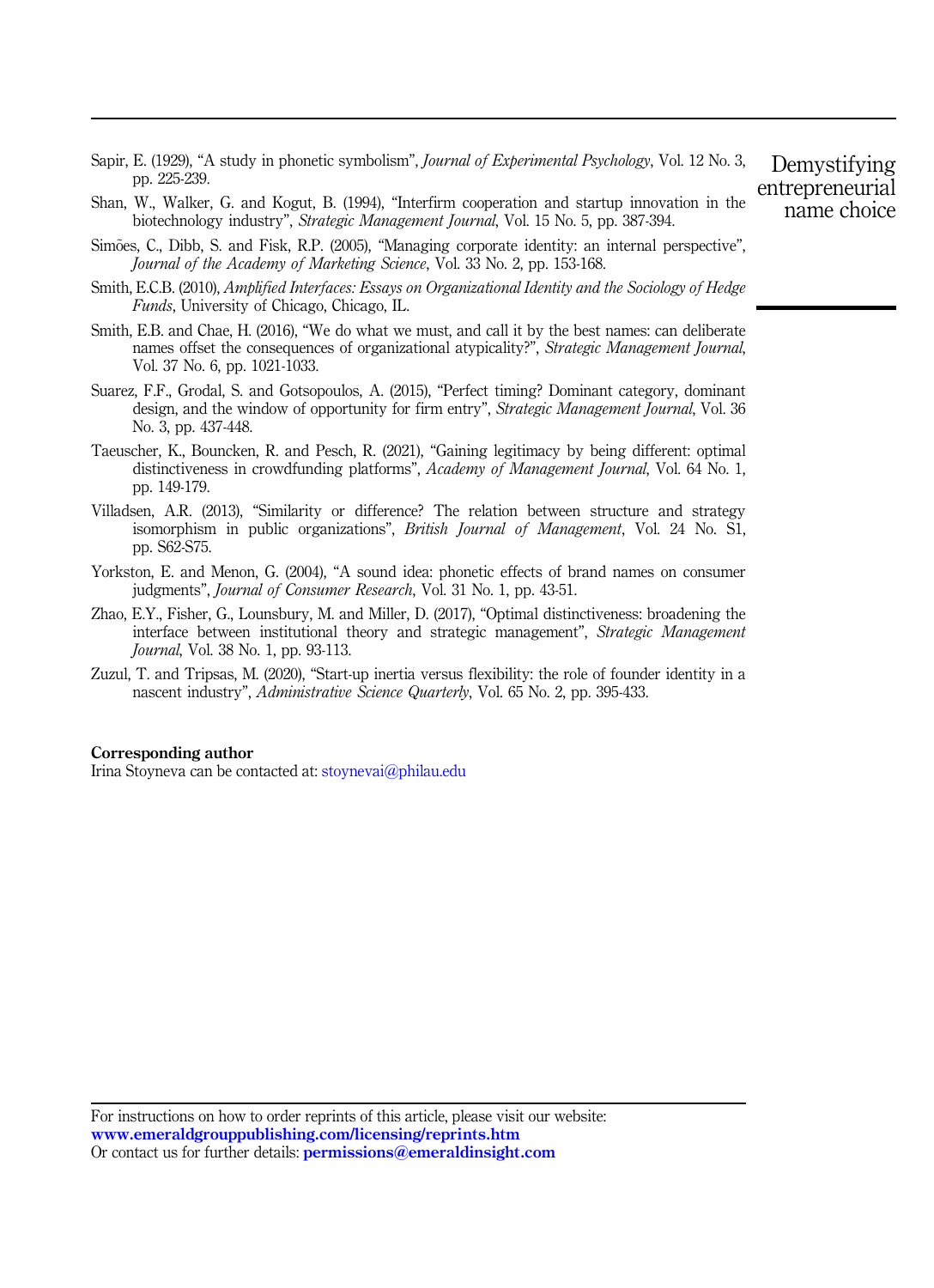Sapir, E. (1929), "A study in phonetic symbolism", *Journal of Experimental Psychology*, Vol. 12 No. 3, pp. 225-239.

Shan, W., Walker, G. and Kogut, B. (1994), "Interfirm cooperation and startup innovation in the biotechnology industry", *Strategic Management Journal*, Vol. 15 No. 5, pp. 387-394.

Simões, C., Dibb, S. and Fisk, R.P. (2005), "Managing corporate identity: an internal perspective", *Journal of the Academy of Marketing Science*, Vol. 33 No. 2, pp. 153-168.

Smith, E.C.B. (2010), *Amplified Interfaces: Essays on Organizational Identity and the Sociology of Hedge Funds*, University of Chicago, Chicago, IL.

Smith, E.B. and Chae, H. (2016), "We do what we must, and call it by the best names: can deliberate names offset the consequences of organizational atypicality?", *Strategic Management Journal*, Vol. 37 No. 6, pp. 1021-1033.

Suarez, F.F., Grodal, S. and Gotsopoulos, A. (2015), "Perfect timing? Dominant category, dominant design, and the window of opportunity for firm entry", *Strategic Management Journal*, Vol. 36 No. 3, pp. 437-448.

Taeuscher, K., Bouncken, R. and Pesch, R. (2021), "Gaining legitimacy by being different: optimal distinctiveness in crowdfunding platforms", *Academy of Management Journal*, Vol. 64 No. 1, pp. 149-179.

Villadsen, A.R. (2013), "Similarity or difference? The relation between structure and strategy isomorphism in public organizations", *British Journal of Management*, Vol. 24 No. S1, pp. S62-S75.

Yorkston, E. and Menon, G. (2004), "A sound idea: phonetic effects of brand names on consumer judgments", *Journal of Consumer Research*, Vol. 31 No. 1, pp. 43-51.

Zhao, E.Y., Fisher, G., Lounsbury, M. and Miller, D. (2017), "Optimal distinctiveness: broadening the interface between institutional theory and strategic management", *Strategic Management Journal*, Vol. 38 No. 1, pp. 93-113.

Zuzul, T. and Tripsas, M. (2020), "Start-up inertia versus flexibility: the role of founder identity in a nascent industry", *Administrative Science Quarterly*, Vol. 65 No. 2, pp. 395-433.

**Corresponding author**

Irina Stoyneva can be contacted at: stoynevai@philau.edu

For instructions on how to order reprints of this article, please visit our website:
**www.emeraldgrouppublishing.com/licensing/reprints.htm**
Or contact us for further details: **permissions@emeraldinsight.com**